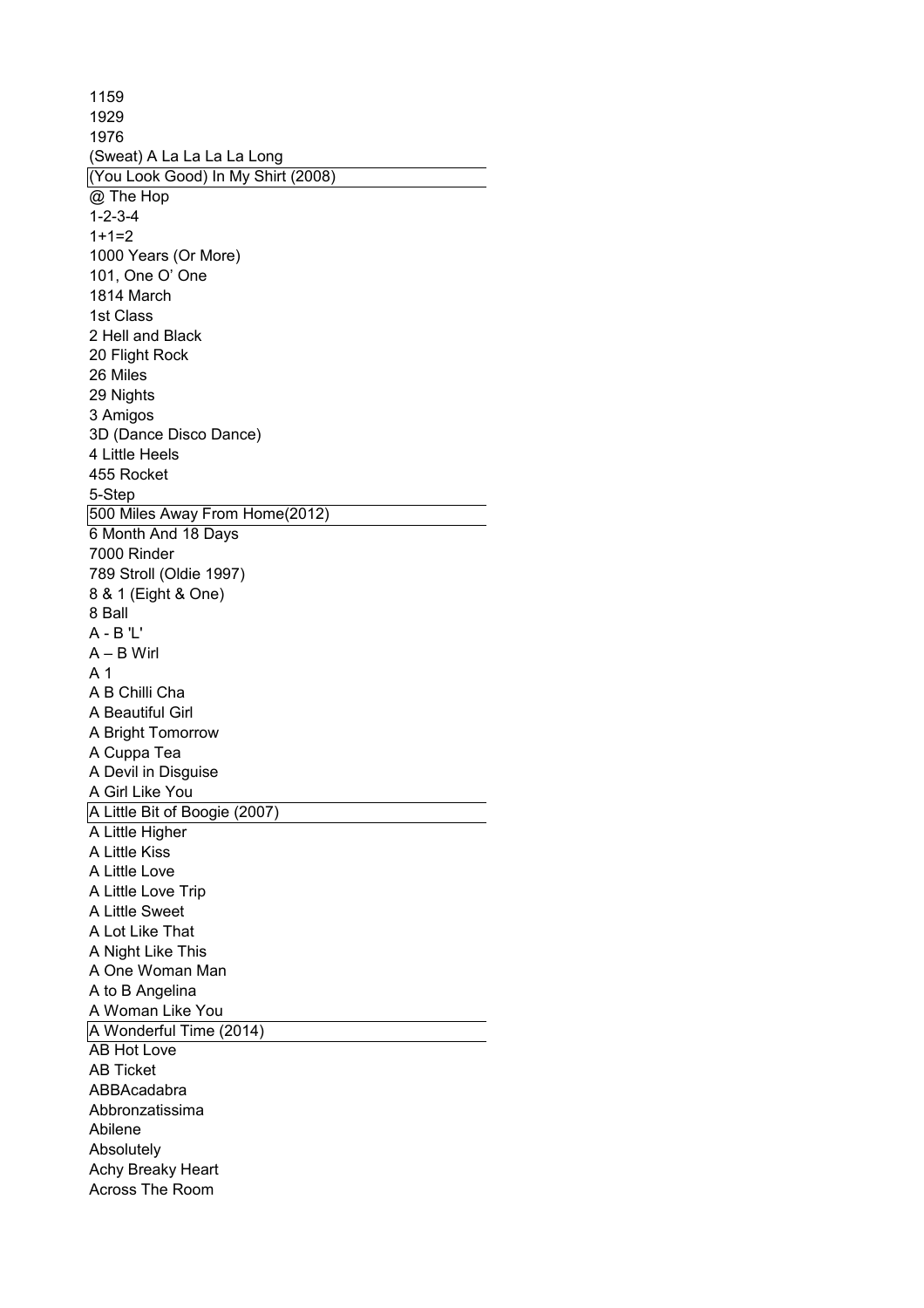1159
1929
1976
(Sweat) A La La La La Long
(You Look Good) In My Shirt (2008)
@ The Hop
1-2-3-4
1+1=2
1000 Years (Or More)
101, One O' One
1814 March
1st Class
2 Hell and Black
20 Flight Rock
26 Miles
29 Nights
3 Amigos
3D (Dance Disco Dance)
4 Little Heels
455 Rocket
5-Step
500 Miles Away From Home(2012)
6 Month And 18 Days
7000 Rinder
789 Stroll (Oldie 1997)
8 & 1 (Eight & One)
8 Ball
A - B 'L'
A – B Wirl
A 1
A B Chilli Cha
A Beautiful Girl
A Bright Tomorrow
A Cuppa Tea
A Devil in Disguise
A Girl Like You
A Little Bit of Boogie (2007)
A Little Higher
A Little Kiss
A Little Love
A Little Love Trip
A Little Sweet
A Lot Like That
A Night Like This
A One Woman Man
A to B Angelina
A Woman Like You
A Wonderful Time (2014)
AB Hot Love
AB Ticket
ABBAcadabra
Abbronzatissima
Abilene
Absolutely
Achy Breaky Heart
Across The Room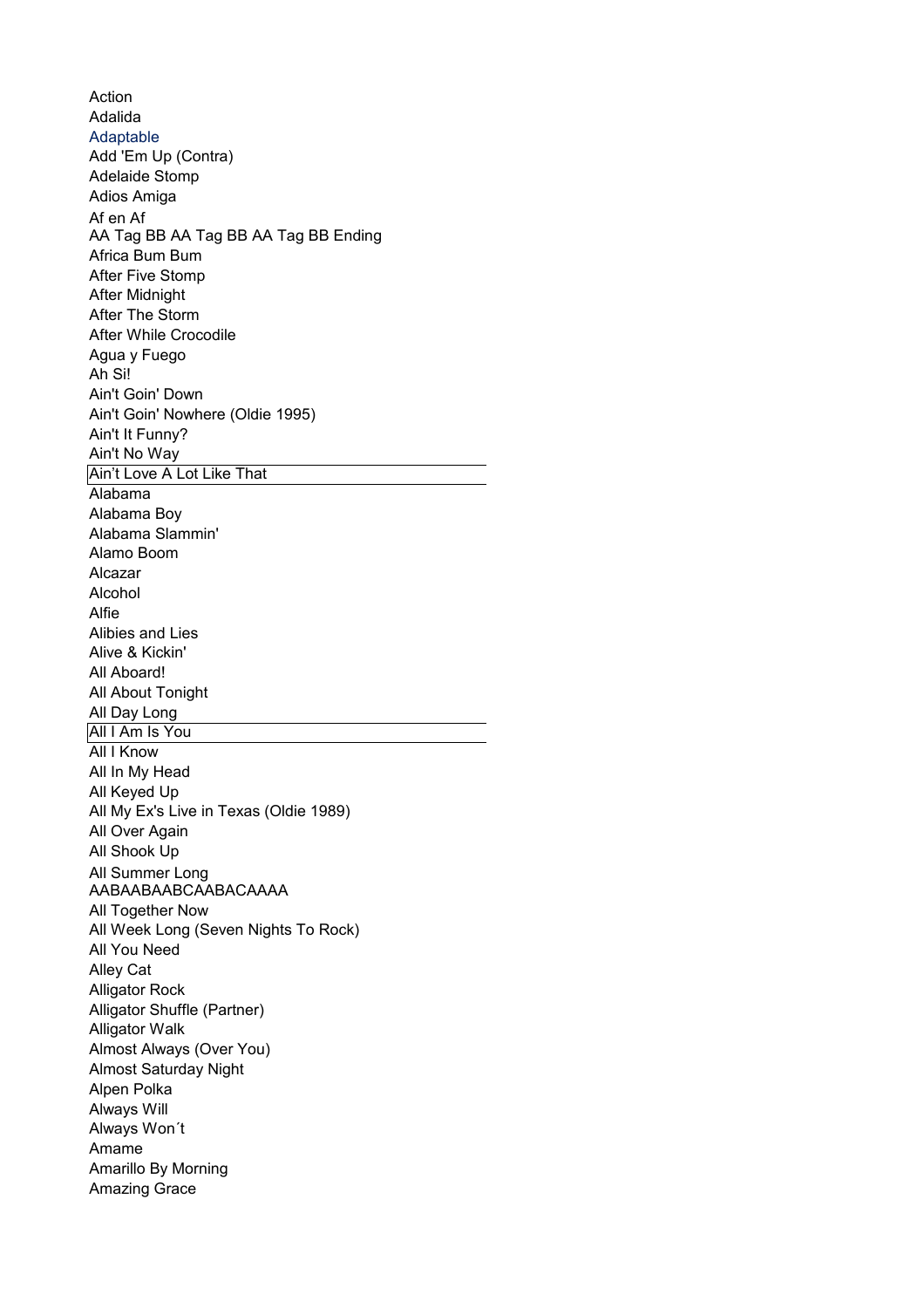Action
Adalida
Adaptable
Add 'Em Up (Contra)
Adelaide Stomp
Adios Amiga
Af en Af
AA Tag BB AA Tag BB AA Tag BB Ending
Africa Bum Bum
After Five Stomp
After Midnight
After The Storm
After While Crocodile
Agua y Fuego
Ah Si!
Ain't Goin' Down
Ain't Goin' Nowhere (Oldie 1995)
Ain't It Funny?
Ain't No Way
Ain’t Love A Lot Like That
Alabama
Alabama Boy
Alabama Slammin'
Alamo Boom
Alcazar
Alcohol
Alfie
Alibies and Lies
Alive & Kickin'
All Aboard!
All About Tonight
All Day Long
All I Am Is You
All I Know
All In My Head
All Keyed Up
All My Ex's Live in Texas (Oldie 1989)
All Over Again
All Shook Up
All Summer Long
AABAABAABCAABACAAAA
All Together Now
All Week Long (Seven Nights To Rock)
All You Need
Alley Cat
Alligator Rock
Alligator Shuffle (Partner)
Alligator Walk
Almost Always (Over You)
Almost Saturday Night
Alpen Polka
Always Will
Always Won´t
Amame
Amarillo By Morning
Amazing Grace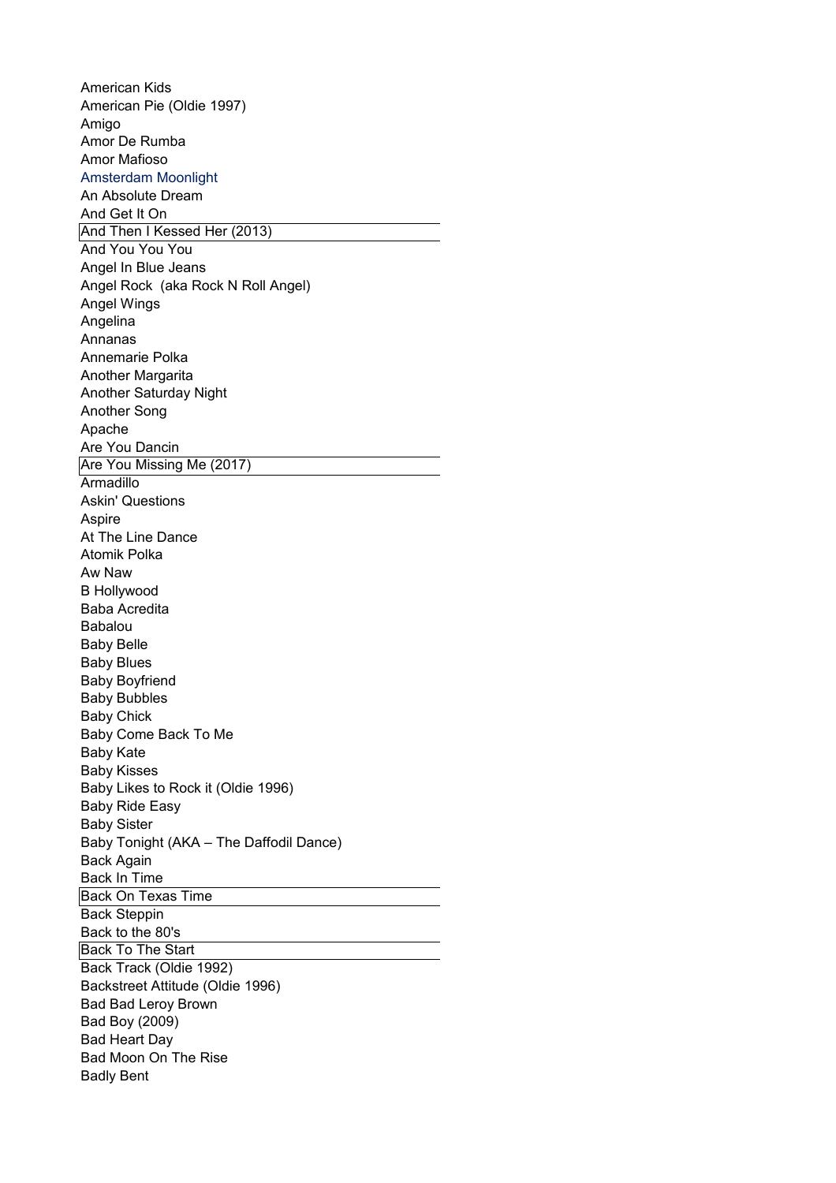American Kids
American Pie (Oldie 1997)
Amigo
Amor De Rumba
Amor Mafioso
Amsterdam Moonlight
An Absolute Dream
And Get It On
And Then I Kessed Her (2013)
And You You You
Angel In Blue Jeans
Angel Rock  (aka Rock N Roll Angel)
Angel Wings
Angelina
Annanas
Annemarie Polka
Another Margarita
Another Saturday Night
Another Song
Apache
Are You Dancin
Are You Missing Me (2017)
Armadillo
Askin' Questions
Aspire
At The Line Dance
Atomik Polka
Aw Naw
B Hollywood
Baba Acredita
Babalou
Baby Belle
Baby Blues
Baby Boyfriend
Baby Bubbles
Baby Chick
Baby Come Back To Me
Baby Kate
Baby Kisses
Baby Likes to Rock it (Oldie 1996)
Baby Ride Easy
Baby Sister
Baby Tonight (AKA – The Daffodil Dance)
Back Again
Back In Time
Back On Texas Time
Back Steppin
Back to the 80's
Back To The Start
Back Track (Oldie 1992)
Backstreet Attitude (Oldie 1996)
Bad Bad Leroy Brown
Bad Boy (2009)
Bad Heart Day
Bad Moon On The Rise
Badly Bent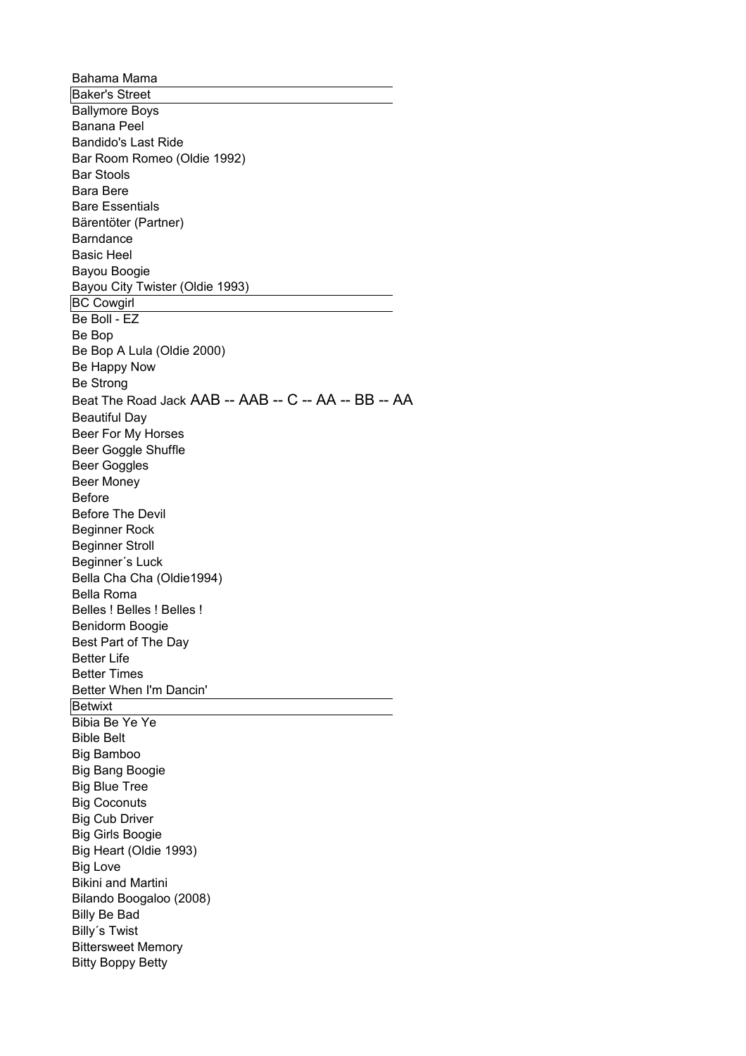Bahama Mama
Baker's Street
Ballymore Boys
Banana Peel
Bandido's Last Ride
Bar Room Romeo (Oldie 1992)
Bar Stools
Bara Bere
Bare Essentials
Bärentöter (Partner)
Barndance
Basic Heel
Bayou Boogie
Bayou City Twister (Oldie 1993)
BC Cowgirl
Be Boll - EZ
Be Bop
Be Bop A Lula (Oldie 2000)
Be Happy Now
Be Strong
Beat The Road Jack AAB -- AAB -- C -- AA -- BB -- AA
Beautiful Day
Beer For My Horses
Beer Goggle Shuffle
Beer Goggles
Beer Money
Before
Before The Devil
Beginner Rock
Beginner Stroll
Beginner´s Luck
Bella Cha Cha (Oldie1994)
Bella Roma
Belles ! Belles ! Belles !
Benidorm Boogie
Best Part of The Day
Better Life
Better Times
Better When I'm Dancin'
Betwixt
Bibia Be Ye Ye
Bible Belt
Big Bamboo
Big Bang Boogie
Big Blue Tree
Big Coconuts
Big Cub Driver
Big Girls Boogie
Big Heart (Oldie 1993)
Big Love
Bikini and Martini
Bilando Boogaloo (2008)
Billy Be Bad
Billy´s Twist
Bittersweet Memory
Bitty Boppy Betty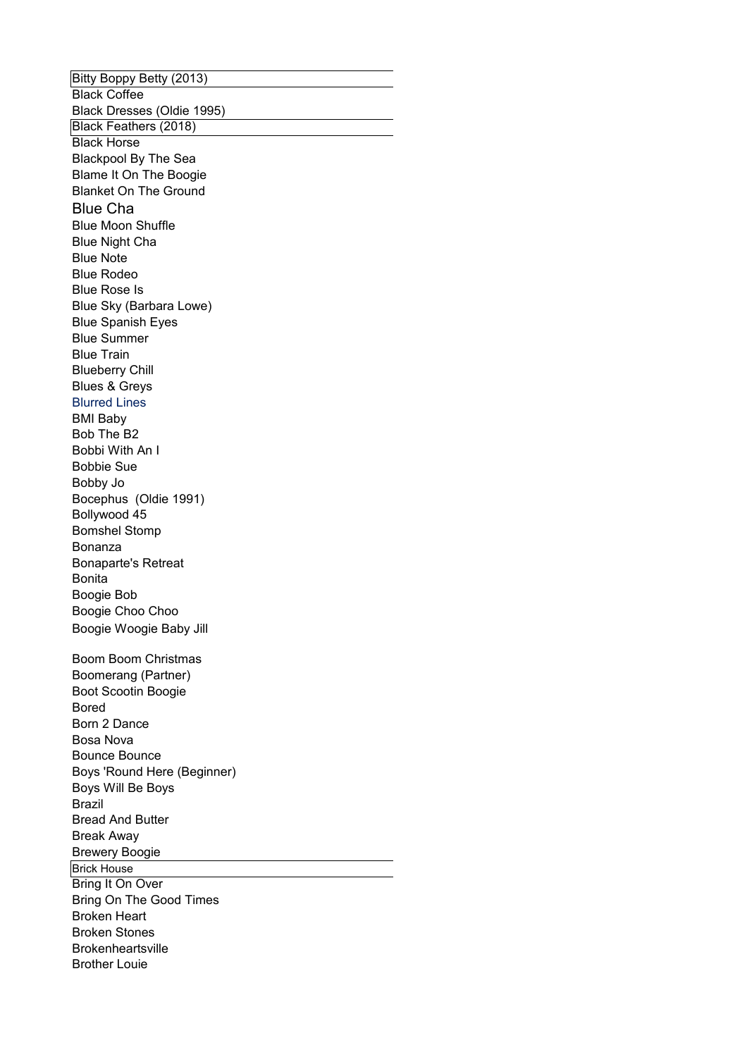Bitty Boppy Betty (2013)
Black Coffee
Black Dresses (Oldie 1995)
Black Feathers (2018)
Black Horse
Blackpool By The Sea
Blame It On The Boogie
Blanket On The Ground
Blue Cha
Blue Moon Shuffle
Blue Night Cha
Blue Note
Blue Rodeo
Blue Rose Is
Blue Sky (Barbara Lowe)
Blue Spanish Eyes
Blue Summer
Blue Train
Blueberry Chill
Blues & Greys
Blurred Lines
BMI Baby
Bob The B2
Bobbi With An I
Bobbie Sue
Bobby Jo
Bocephus (Oldie 1991)
Bollywood 45
Bomshel Stomp
Bonanza
Bonaparte's Retreat
Bonita
Boogie Bob
Boogie Choo Choo
Boogie Woogie Baby Jill

Boom Boom Christmas
Boomerang (Partner)
Boot Scootin Boogie
Bored
Born 2 Dance
Bosa Nova
Bounce Bounce
Boys 'Round Here (Beginner)
Boys Will Be Boys
Brazil
Bread And Butter
Break Away
Brewery Boogie
Brick House
Bring It On Over
Bring On The Good Times
Broken Heart
Broken Stones
Brokenheartsville
Brother Louie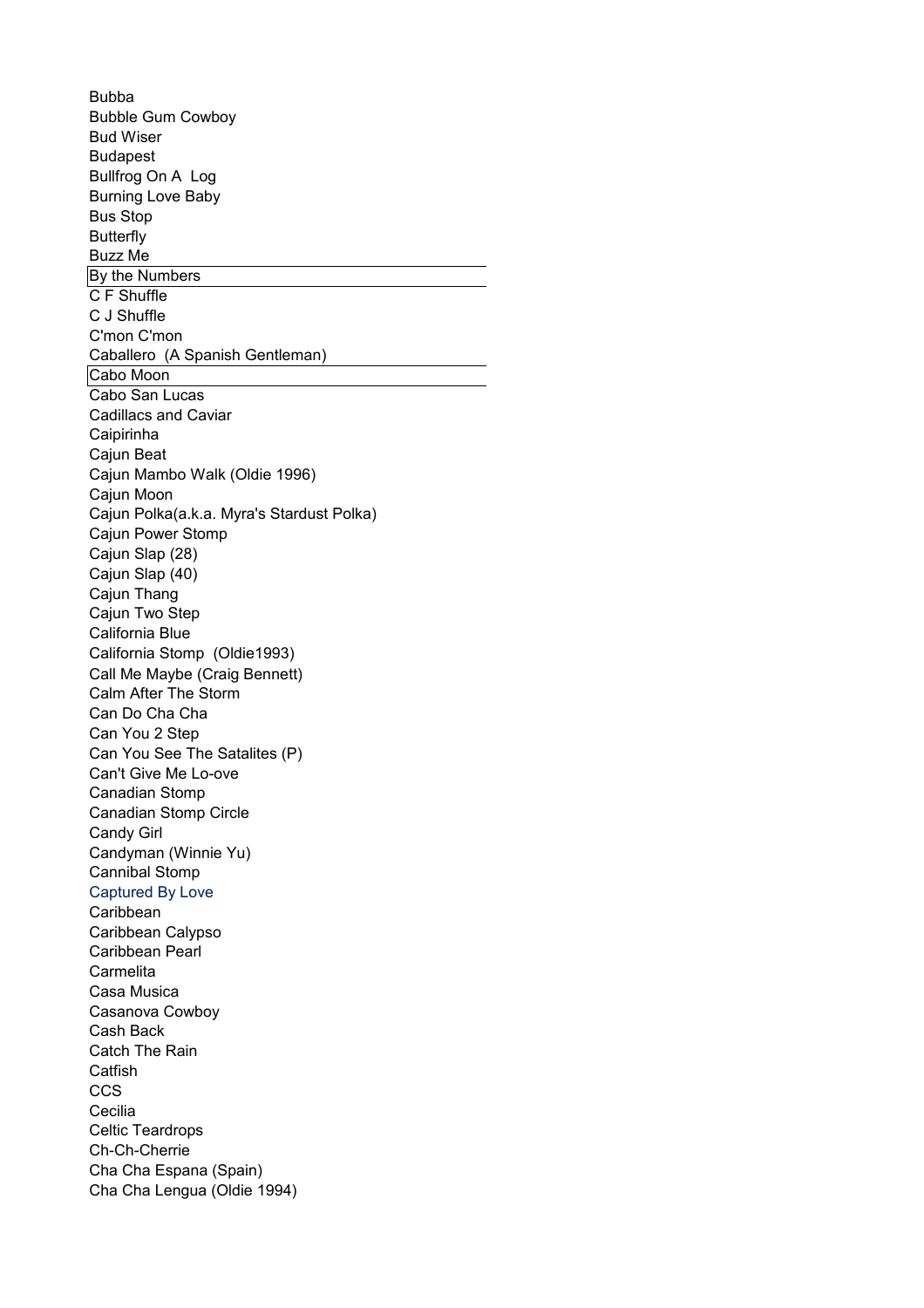Bubba
Bubble Gum Cowboy
Bud Wiser
Budapest
Bullfrog On A  Log
Burning Love Baby
Bus Stop
Butterfly
Buzz Me
By the Numbers
C F Shuffle
C J Shuffle
C'mon C'mon
Caballero  (A Spanish Gentleman)
Cabo Moon
Cabo San Lucas
Cadillacs and Caviar
Caipirinha
Cajun Beat
Cajun Mambo Walk (Oldie 1996)
Cajun Moon
Cajun Polka(a.k.a. Myra's Stardust Polka)
Cajun Power Stomp
Cajun Slap (28)
Cajun Slap (40)
Cajun Thang
Cajun Two Step
California Blue
California Stomp  (Oldie1993)
Call Me Maybe (Craig Bennett)
Calm After The Storm
Can Do Cha Cha
Can You 2 Step
Can You See The Satalites (P)
Can't Give Me Lo-ove
Canadian Stomp
Canadian Stomp Circle
Candy Girl
Candyman (Winnie Yu)
Cannibal Stomp
Captured By Love
Caribbean
Caribbean Calypso
Caribbean Pearl
Carmelita
Casa Musica
Casanova Cowboy
Cash Back
Catch The Rain
Catfish
CCS
Cecilia
Celtic Teardrops
Ch-Ch-Cherrie
Cha Cha Espana (Spain)
Cha Cha Lengua (Oldie 1994)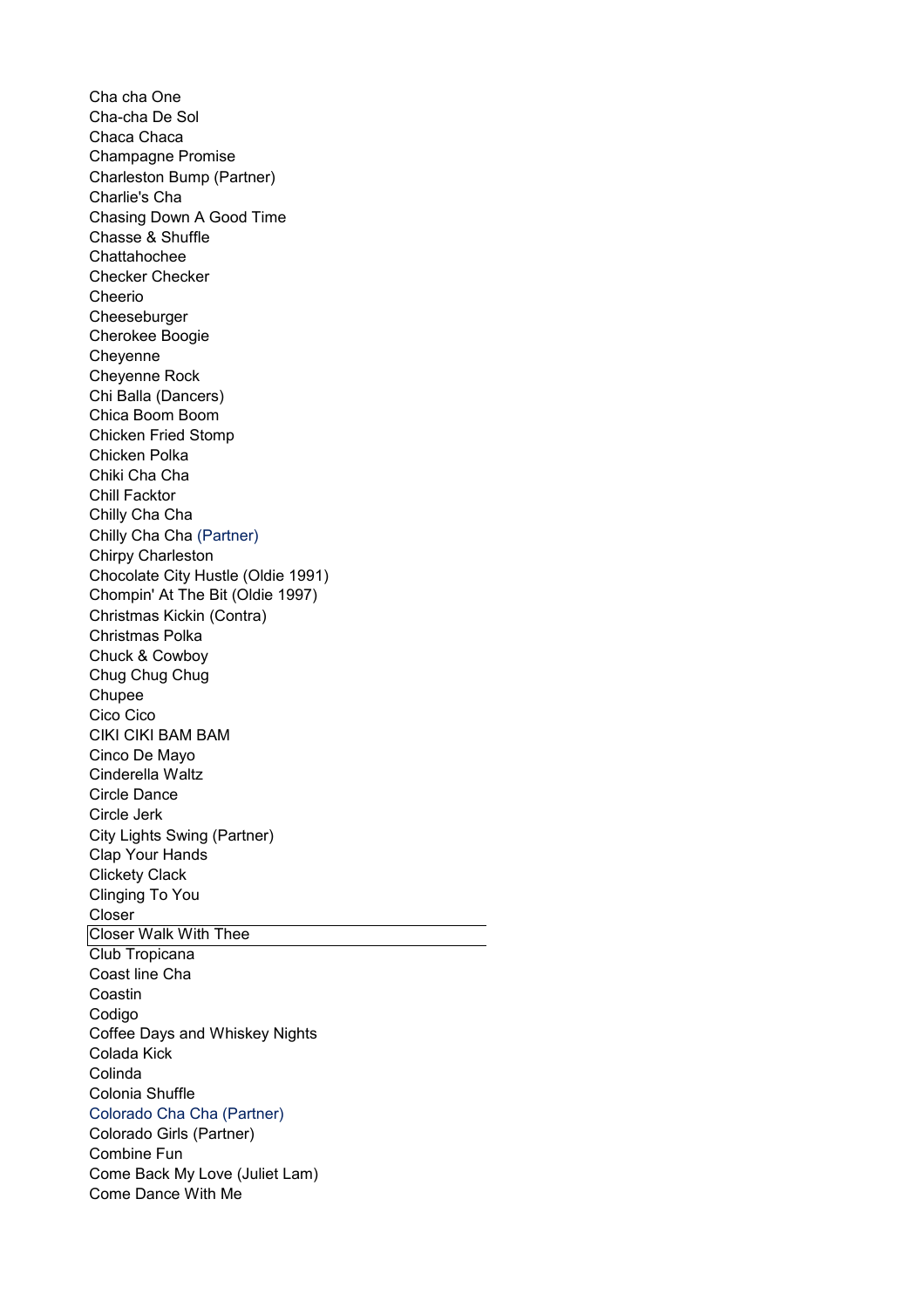Cha cha One
Cha-cha De Sol
Chaca Chaca
Champagne Promise
Charleston Bump (Partner)
Charlie's Cha
Chasing Down A Good Time
Chasse & Shuffle
Chattahochee
Checker Checker
Cheerio
Cheeseburger
Cherokee Boogie
Cheyenne
Cheyenne Rock
Chi Balla (Dancers)
Chica Boom Boom
Chicken Fried Stomp
Chicken Polka
Chiki Cha Cha
Chill Facktor
Chilly Cha Cha
Chilly Cha Cha (Partner)
Chirpy Charleston
Chocolate City Hustle (Oldie 1991)
Chompin' At The Bit (Oldie 1997)
Christmas Kickin (Contra)
Christmas Polka
Chuck & Cowboy
Chug Chug Chug
Chupee
Cico Cico
CIKI CIKI BAM BAM
Cinco De Mayo
Cinderella Waltz
Circle Dance
Circle Jerk
City Lights Swing (Partner)
Clap Your Hands
Clickety Clack
Clinging To You
Closer
Closer Walk With Thee
Club Tropicana
Coast line Cha
Coastin
Codigo
Coffee Days and Whiskey Nights
Colada Kick
Colinda
Colonia Shuffle
Colorado Cha Cha (Partner)
Colorado Girls (Partner)
Combine Fun
Come Back My Love (Juliet Lam)
Come Dance With Me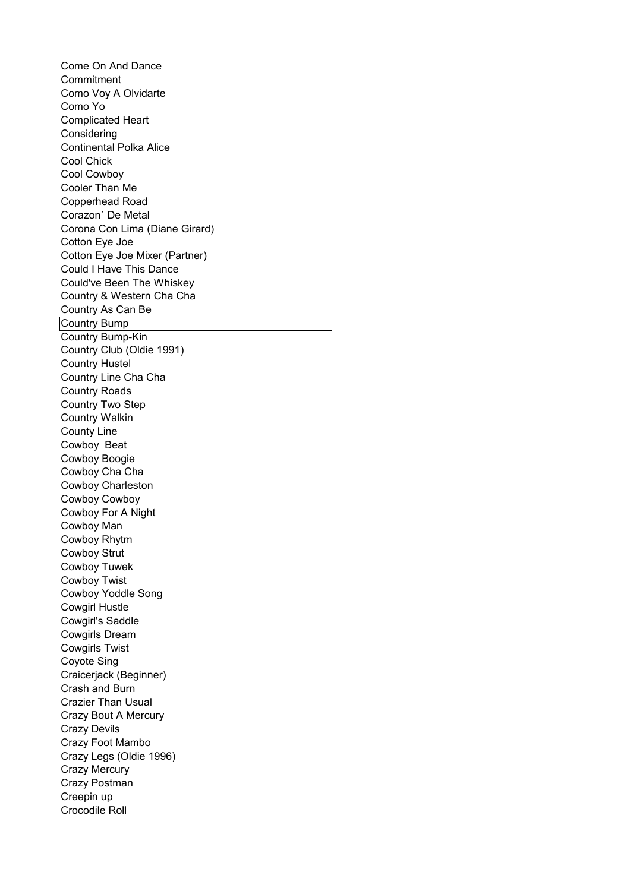Come On And Dance
Commitment
Como Voy A Olvidarte
Como Yo
Complicated Heart
Considering
Continental Polka Alice
Cool Chick
Cool Cowboy
Cooler Than Me
Copperhead Road
Corazon´ De Metal
Corona Con Lima (Diane Girard)
Cotton Eye Joe
Cotton Eye Joe Mixer (Partner)
Could I Have This Dance
Could've Been The Whiskey
Country & Western Cha Cha
Country As Can Be
Country Bump
Country Bump-Kin
Country Club (Oldie 1991)
Country Hustel
Country Line Cha Cha
Country Roads
Country Two Step
Country Walkin
County Line
Cowboy  Beat
Cowboy Boogie
Cowboy Cha Cha
Cowboy Charleston
Cowboy Cowboy
Cowboy For A Night
Cowboy Man
Cowboy Rhytm
Cowboy Strut
Cowboy Tuwek
Cowboy Twist
Cowboy Yoddle Song
Cowgirl Hustle
Cowgirl's Saddle
Cowgirls Dream
Cowgirls Twist
Coyote Sing
Craicerjack (Beginner)
Crash and Burn
Crazier Than Usual
Crazy Bout A Mercury
Crazy Devils
Crazy Foot Mambo
Crazy Legs (Oldie 1996)
Crazy Mercury
Crazy Postman
Creepin up
Crocodile Roll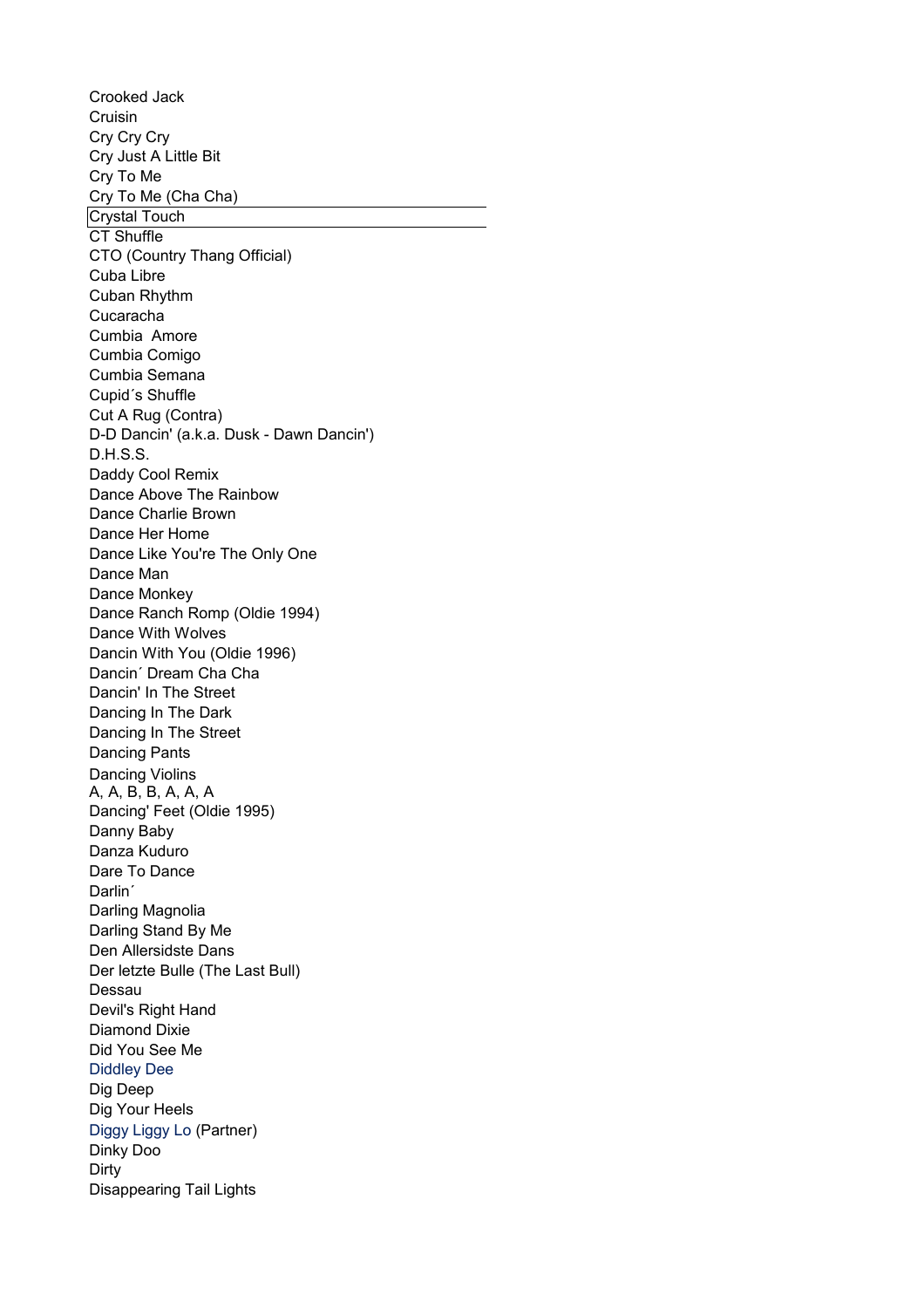Crooked Jack
Cruisin
Cry Cry Cry
Cry Just A Little Bit
Cry To Me
Cry To Me (Cha Cha)
Crystal Touch
CT Shuffle
CTO (Country Thang Official)
Cuba Libre
Cuban Rhythm
Cucaracha
Cumbia  Amore
Cumbia Comigo
Cumbia Semana
Cupid´s Shuffle
Cut A Rug (Contra)
D-D Dancin' (a.k.a. Dusk - Dawn Dancin')
D.H.S.S.
Daddy Cool Remix
Dance Above The Rainbow
Dance Charlie Brown
Dance Her Home
Dance Like You're The Only One
Dance Man
Dance Monkey
Dance Ranch Romp (Oldie 1994)
Dance With Wolves
Dancin With You (Oldie 1996)
Dancin´ Dream Cha Cha
Dancin' In The Street
Dancing In The Dark
Dancing In The Street
Dancing Pants
Dancing Violins
A, A, B, B, A, A, A
Dancing' Feet (Oldie 1995)
Danny Baby
Danza Kuduro
Dare To Dance
Darlin´
Darling Magnolia
Darling Stand By Me
Den Allersidste Dans
Der letzte Bulle (The Last Bull)
Dessau
Devil's Right Hand
Diamond Dixie
Did You See Me
Diddley Dee
Dig Deep
Dig Your Heels
Diggy Liggy Lo (Partner)
Dinky Doo
Dirty
Disappearing Tail Lights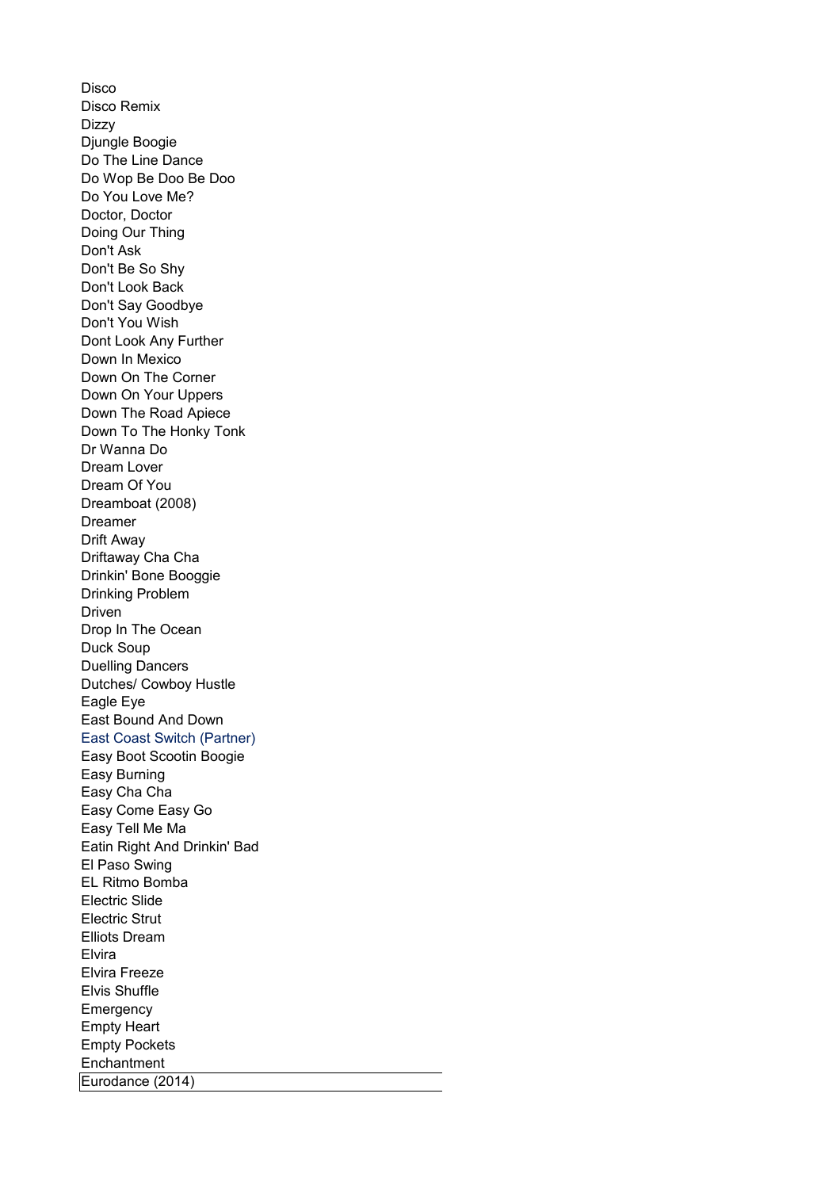Disco
Disco Remix
Dizzy
Djungle Boogie
Do The Line Dance
Do Wop Be Doo Be Doo
Do You Love Me?
Doctor, Doctor
Doing Our Thing
Don't Ask
Don't Be So Shy
Don't Look Back
Don't Say Goodbye
Don't You Wish
Dont Look Any Further
Down In Mexico
Down On The Corner
Down On Your Uppers
Down The Road Apiece
Down To The Honky Tonk
Dr Wanna Do
Dream Lover
Dream Of You
Dreamboat (2008)
Dreamer
Drift Away
Driftaway Cha Cha
Drinkin' Bone Booggie
Drinking Problem
Driven
Drop In The Ocean
Duck Soup
Duelling Dancers
Dutches/ Cowboy Hustle
Eagle Eye
East Bound And Down
East Coast Switch (Partner)
Easy Boot Scootin Boogie
Easy Burning
Easy Cha Cha
Easy Come Easy Go
Easy Tell Me Ma
Eatin Right And Drinkin' Bad
El Paso Swing
EL Ritmo Bomba
Electric Slide
Electric Strut
Elliots Dream
Elvira
Elvira Freeze
Elvis Shuffle
Emergency
Empty Heart
Empty Pockets
Enchantment
Eurodance (2014)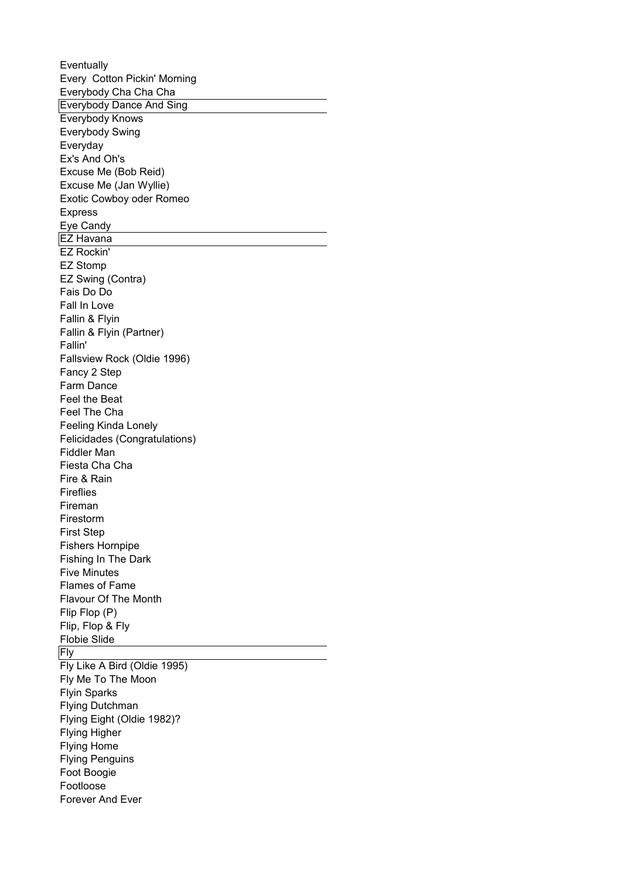Eventually
Every  Cotton Pickin' Morning
Everybody Cha Cha Cha
Everybody Dance And Sing
Everybody Knows
Everybody Swing
Everyday
Ex's And Oh's
Excuse Me (Bob Reid)
Excuse Me (Jan Wyllie)
Exotic Cowboy oder Romeo
Express
Eye Candy
EZ Havana
EZ Rockin'
EZ Stomp
EZ Swing (Contra)
Fais Do Do
Fall In Love
Fallin & Flyin
Fallin & Flyin (Partner)
Fallin'
Fallsview Rock (Oldie 1996)
Fancy 2 Step
Farm Dance
Feel the Beat
Feel The Cha
Feeling Kinda Lonely
Felicidades (Congratulations)
Fiddler Man
Fiesta Cha Cha
Fire & Rain
Fireflies
Fireman
Firestorm
First Step
Fishers Hornpipe
Fishing In The Dark
Five Minutes
Flames of Fame
Flavour Of The Month
Flip Flop (P)
Flip, Flop & Fly
Flobie Slide
Fly
Fly Like A Bird (Oldie 1995)
Fly Me To The Moon
Flyin Sparks
Flying Dutchman
Flying Eight (Oldie 1982)?
Flying Higher
Flying Home
Flying Penguins
Foot Boogie
Footloose
Forever And Ever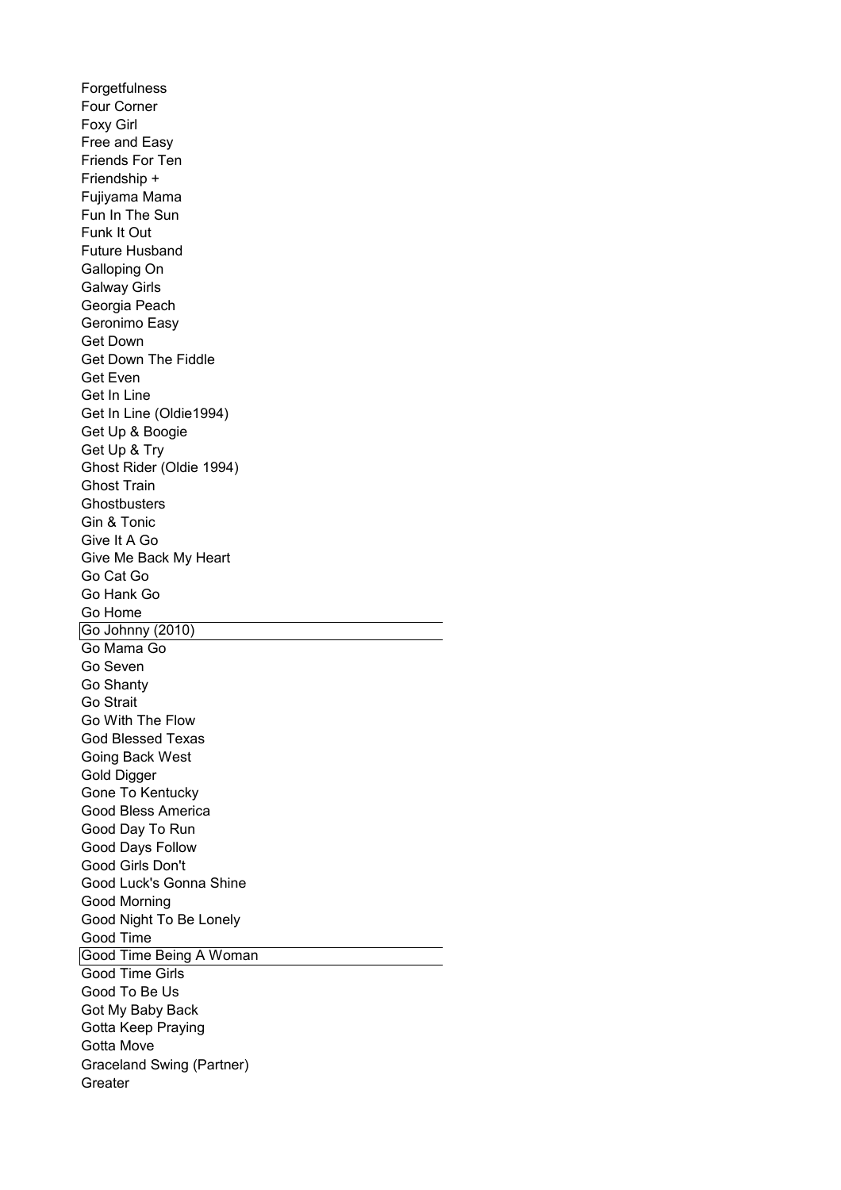Forgetfulness
Four Corner
Foxy Girl
Free and Easy
Friends For Ten
Friendship +
Fujiyama Mama
Fun In The Sun
Funk It Out
Future Husband
Galloping On
Galway Girls
Georgia Peach
Geronimo Easy
Get Down
Get Down The Fiddle
Get Even
Get In Line
Get In Line (Oldie1994)
Get Up & Boogie
Get Up & Try
Ghost Rider (Oldie 1994)
Ghost Train
Ghostbusters
Gin & Tonic
Give It A Go
Give Me Back My Heart
Go Cat Go
Go Hank Go
Go Home
Go Johnny (2010)
Go Mama Go
Go Seven
Go Shanty
Go Strait
Go With The Flow
God Blessed Texas
Going Back West
Gold Digger
Gone To Kentucky
Good Bless America
Good Day To Run
Good Days Follow
Good Girls Don't
Good Luck's Gonna Shine
Good Morning
Good Night To Be Lonely
Good Time
Good Time Being A Woman
Good Time Girls
Good To Be Us
Got My Baby Back
Gotta Keep Praying
Gotta Move
Graceland Swing (Partner)
Greater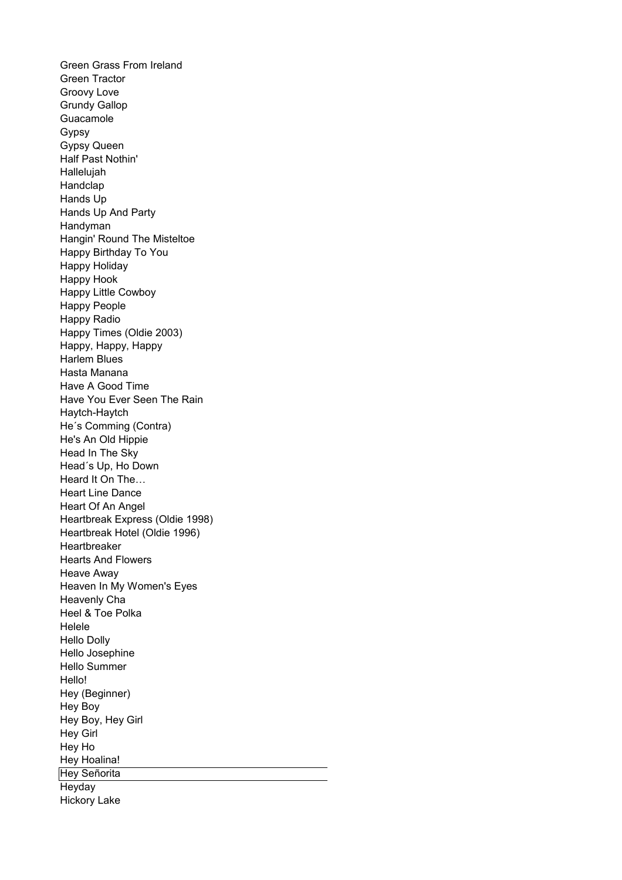Green Grass From Ireland
Green Tractor
Groovy Love
Grundy Gallop
Guacamole
Gypsy
Gypsy Queen
Half Past Nothin'
Hallelujah
Handclap
Hands Up
Hands Up And Party
Handyman
Hangin' Round The Misteltoe
Happy Birthday To You
Happy Holiday
Happy Hook
Happy Little Cowboy
Happy People
Happy Radio
Happy Times (Oldie 2003)
Happy, Happy, Happy
Harlem Blues
Hasta Manana
Have A Good Time
Have You Ever Seen The Rain
Haytch-Haytch
He´s Comming (Contra)
He's An Old Hippie
Head In The Sky
Head´s Up, Ho Down
Heard It On The…
Heart Line Dance
Heart Of An Angel
Heartbreak Express (Oldie 1998)
Heartbreak Hotel (Oldie 1996)
Heartbreaker
Hearts And Flowers
Heave Away
Heaven In My Women's Eyes
Heavenly Cha
Heel & Toe Polka
Helele
Hello Dolly
Hello Josephine
Hello Summer
Hello!
Hey (Beginner)
Hey Boy
Hey Boy, Hey Girl
Hey Girl
Hey Ho
Hey Hoalina!
Hey Señorita
Heyday
Hickory Lake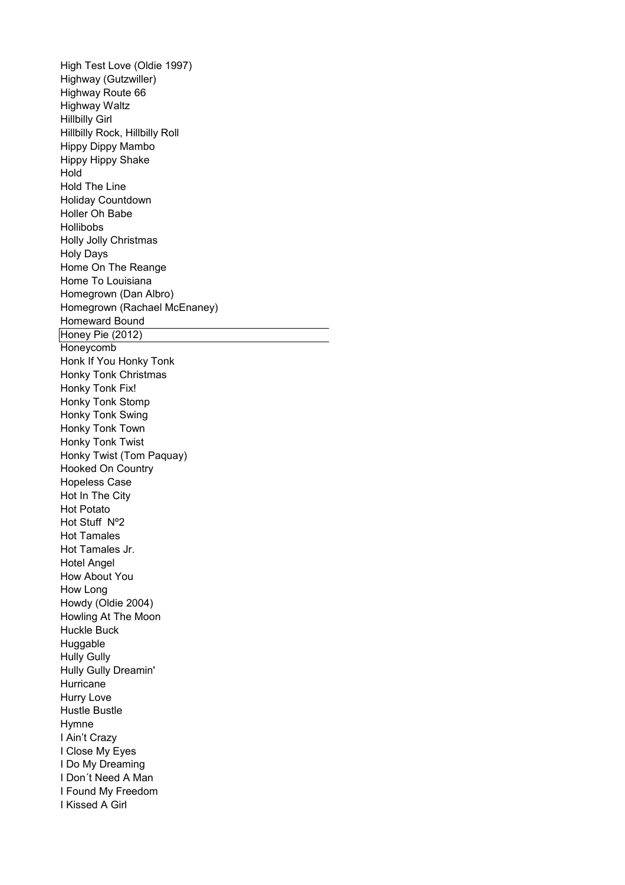High Test Love (Oldie 1997)
Highway (Gutzwiller)
Highway Route 66
Highway Waltz
Hillbilly Girl
Hillbilly Rock, Hillbilly Roll
Hippy Dippy Mambo
Hippy Hippy Shake
Hold
Hold The Line
Holiday Countdown
Holler Oh Babe
Hollibobs
Holly Jolly Christmas
Holy Days
Home On The Reange
Home To Louisiana
Homegrown (Dan Albro)
Homegrown (Rachael McEnaney)
Homeward Bound
Honey Pie (2012)
Honeycomb
Honk If You Honky Tonk
Honky Tonk Christmas
Honky Tonk Fix!
Honky Tonk Stomp
Honky Tonk Swing
Honky Tonk Town
Honky Tonk Twist
Honky Twist (Tom Paquay)
Hooked On Country
Hopeless Case
Hot In The City
Hot Potato
Hot Stuff  Nº2
Hot Tamales
Hot Tamales Jr.
Hotel Angel
How About You
How Long
Howdy (Oldie 2004)
Howling At The Moon
Huckle Buck
Huggable
Hully Gully
Hully Gully Dreamin'
Hurricane
Hurry Love
Hustle Bustle
Hymne
I Ain't Crazy
I Close My Eyes
I Do My Dreaming
I Don´t Need A Man
I Found My Freedom
I Kissed A Girl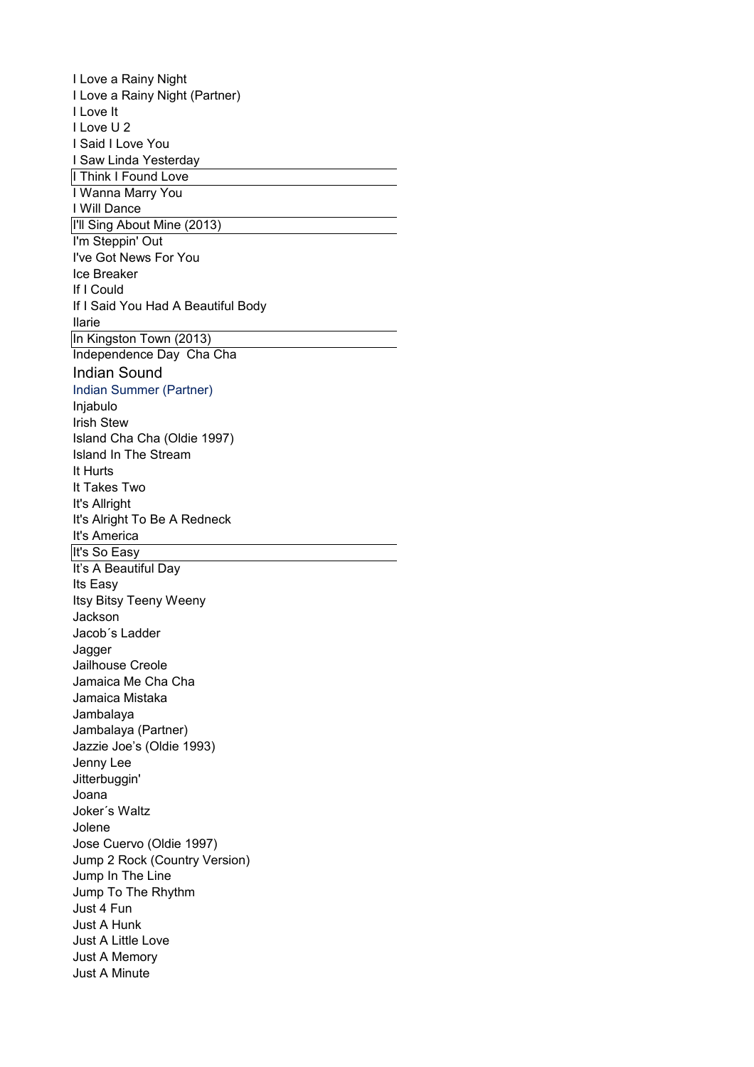I Love a Rainy Night
I Love a Rainy Night (Partner)
I Love It
I Love U 2
I Said I Love You
I Saw Linda Yesterday
I Think I Found Love
I Wanna Marry You
I Will Dance
I'll Sing About Mine (2013)
I'm Steppin' Out
I've Got News For You
Ice Breaker
If I Could
If I Said You Had A Beautiful Body
Ilarie
In Kingston Town (2013)
Independence Day  Cha Cha
Indian Sound
Indian Summer (Partner)
Injabulo
Irish Stew
Island Cha Cha (Oldie 1997)
Island In The Stream
It Hurts
It Takes Two
It's Allright
It's Alright To Be A Redneck
It's America
It's So Easy
It's A Beautiful Day
Its Easy
Itsy Bitsy Teeny Weeny
Jackson
Jacob´s Ladder
Jagger
Jailhouse Creole
Jamaica Me Cha Cha
Jamaica Mistaka
Jambalaya
Jambalaya (Partner)
Jazzie Joe's (Oldie 1993)
Jenny Lee
Jitterbuggin'
Joana
Joker´s Waltz
Jolene
Jose Cuervo (Oldie 1997)
Jump 2 Rock (Country Version)
Jump In The Line
Jump To The Rhythm
Just 4 Fun
Just A Hunk
Just A Little Love
Just A Memory
Just A Minute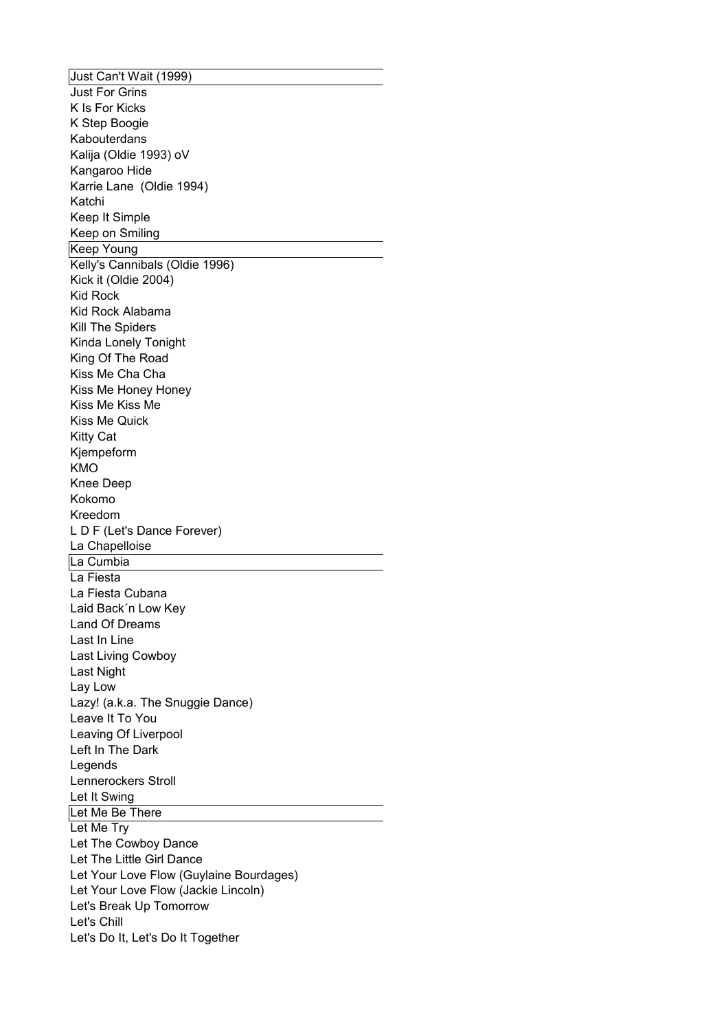Just Can't Wait (1999)
Just For Grins
K Is For Kicks
K Step Boogie
Kabouterdans
Kalija (Oldie 1993) oV
Kangaroo Hide
Karrie Lane  (Oldie 1994)
Katchi
Keep It Simple
Keep on Smiling
Keep Young
Kelly's Cannibals (Oldie 1996)
Kick it (Oldie 2004)
Kid Rock
Kid Rock Alabama
Kill The Spiders
Kinda Lonely Tonight
King Of The Road
Kiss Me Cha Cha
Kiss Me Honey Honey
Kiss Me Kiss Me
Kiss Me Quick
Kitty Cat
Kjempeform
KMO
Knee Deep
Kokomo
Kreedom
L D F (Let's Dance Forever)
La Chapelloise
La Cumbia
La Fiesta
La Fiesta Cubana
Laid Back´n Low Key
Land Of Dreams
Last In Line
Last Living Cowboy
Last Night
Lay Low
Lazy! (a.k.a. The Snuggie Dance)
Leave It To You
Leaving Of Liverpool
Left In The Dark
Legends
Lennerockers Stroll
Let It Swing
Let Me Be There
Let Me Try
Let The Cowboy Dance
Let The Little Girl Dance
Let Your Love Flow (Guylaine Bourdages)
Let Your Love Flow (Jackie Lincoln)
Let's Break Up Tomorrow
Let's Chill
Let's Do It, Let's Do It Together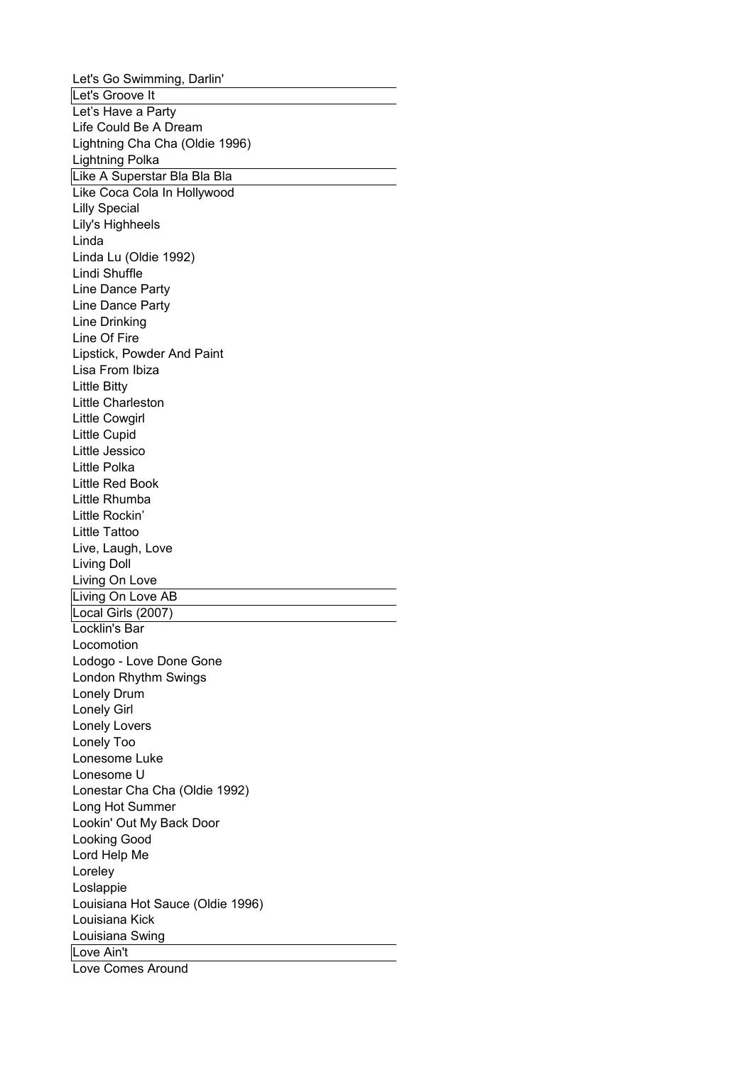Let's Go Swimming, Darlin'
Let's Groove It
Let's Have a Party
Life Could Be A Dream
Lightning Cha Cha (Oldie 1996)
Lightning Polka
Like A Superstar Bla Bla Bla
Like Coca Cola In Hollywood
Lilly Special
Lily's Highheels
Linda
Linda Lu (Oldie 1992)
Lindi Shuffle
Line Dance Party
Line Dance Party
Line Drinking
Line Of Fire
Lipstick, Powder And Paint
Lisa From Ibiza
Little Bitty
Little Charleston
Little Cowgirl
Little Cupid
Little Jessico
Little Polka
Little Red Book
Little Rhumba
Little Rockin'
Little Tattoo
Live, Laugh, Love
Living Doll
Living On Love
Living On Love AB
Local Girls (2007)
Locklin's Bar
Locomotion
Lodogo - Love Done Gone
London Rhythm Swings
Lonely Drum
Lonely Girl
Lonely Lovers
Lonely Too
Lonesome Luke
Lonesome U
Lonestar Cha Cha (Oldie 1992)
Long Hot Summer
Lookin' Out My Back Door
Looking Good
Lord Help Me
Loreley
Loslappie
Louisiana Hot Sauce (Oldie 1996)
Louisiana Kick
Louisiana Swing
Love Ain't
Love Comes Around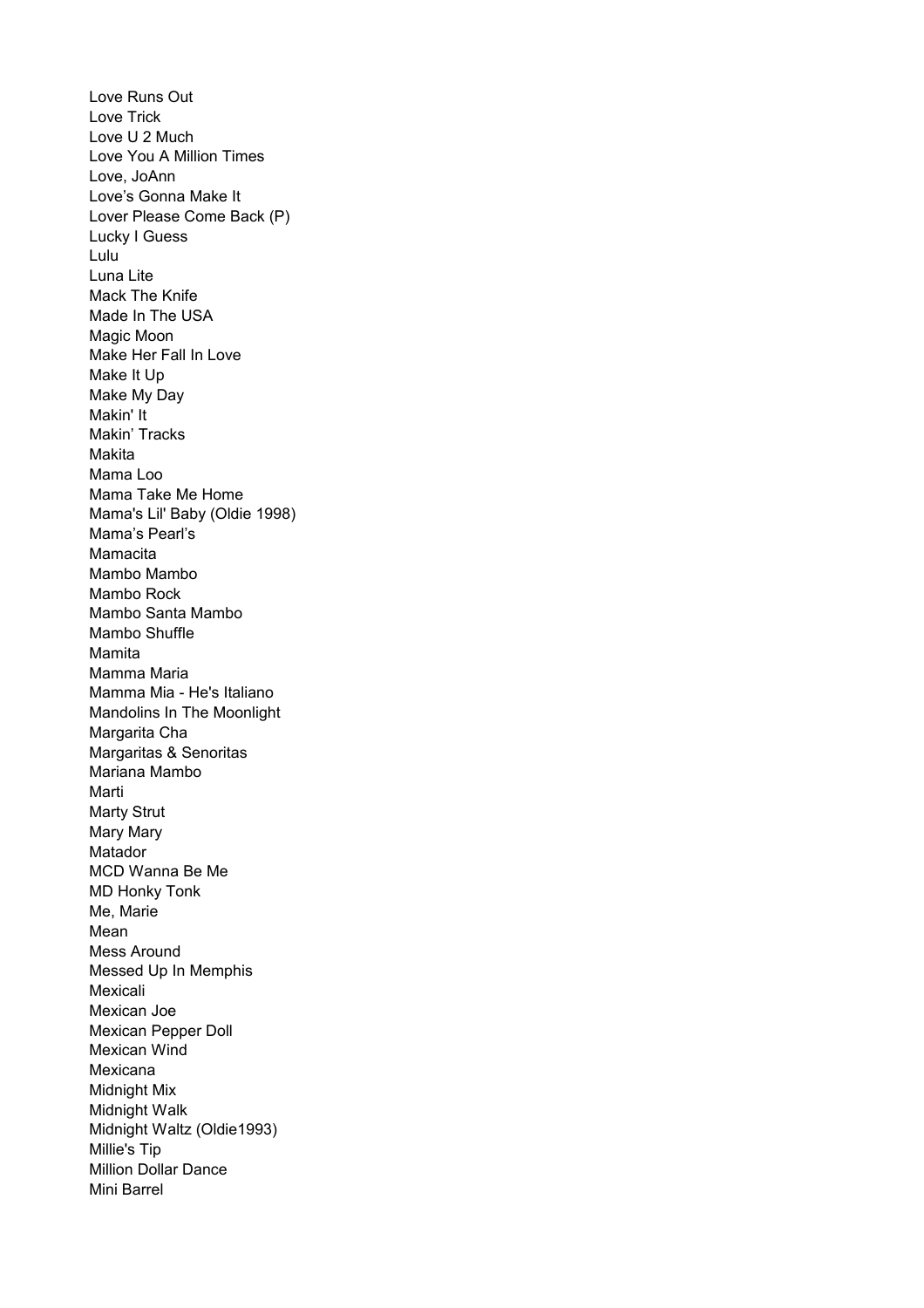Love Runs Out
Love Trick
Love U 2 Much
Love You A Million Times
Love, JoAnn
Love’s Gonna Make It
Lover Please Come Back (P)
Lucky I Guess
Lulu
Luna Lite
Mack The Knife
Made In The USA
Magic Moon
Make Her Fall In Love
Make It Up
Make My Day
Makin' It
Makin’ Tracks
Makita
Mama Loo
Mama Take Me Home
Mama's Lil' Baby (Oldie 1998)
Mama’s Pearl’s
Mamacita
Mambo Mambo
Mambo Rock
Mambo Santa Mambo
Mambo Shuffle
Mamita
Mamma Maria
Mamma Mia - He's Italiano
Mandolins In The Moonlight
Margarita Cha
Margaritas & Senoritas
Mariana Mambo
Marti
Marty Strut
Mary Mary
Matador
MCD Wanna Be Me
MD Honky Tonk
Me, Marie
Mean
Mess Around
Messed Up In Memphis
Mexicali
Mexican Joe
Mexican Pepper Doll
Mexican Wind
Mexicana
Midnight Mix
Midnight Walk
Midnight Waltz (Oldie1993)
Millie's Tip
Million Dollar Dance
Mini Barrel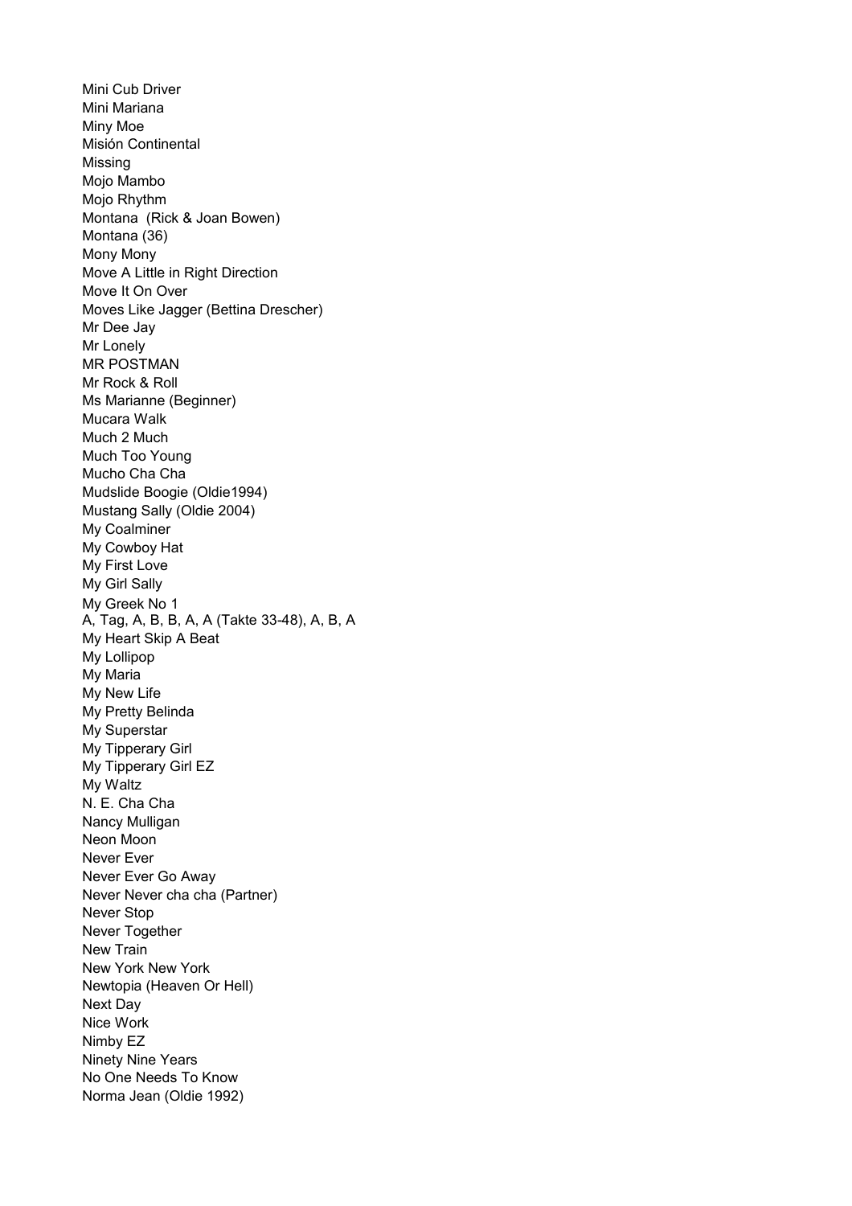Mini Cub Driver
Mini Mariana
Miny Moe
Misión Continental
Missing
Mojo Mambo
Mojo Rhythm
Montana  (Rick & Joan Bowen)
Montana (36)
Mony Mony
Move A Little in Right Direction
Move It On Over
Moves Like Jagger (Bettina Drescher)
Mr Dee Jay
Mr Lonely
MR POSTMAN
Mr Rock & Roll
Ms Marianne (Beginner)
Mucara Walk
Much 2 Much
Much Too Young
Mucho Cha Cha
Mudslide Boogie (Oldie1994)
Mustang Sally (Oldie 2004)
My Coalminer
My Cowboy Hat
My First Love
My Girl Sally
My Greek No 1
A, Tag, A, B, B, A, A (Takte 33-48), A, B, A
My Heart Skip A Beat
My Lollipop
My Maria
My New Life
My Pretty Belinda
My Superstar
My Tipperary Girl
My Tipperary Girl EZ
My Waltz
N. E. Cha Cha
Nancy Mulligan
Neon Moon
Never Ever
Never Ever Go Away
Never Never cha cha (Partner)
Never Stop
Never Together
New Train
New York New York
Newtopia (Heaven Or Hell)
Next Day
Nice Work
Nimby EZ
Ninety Nine Years
No One Needs To Know
Norma Jean (Oldie 1992)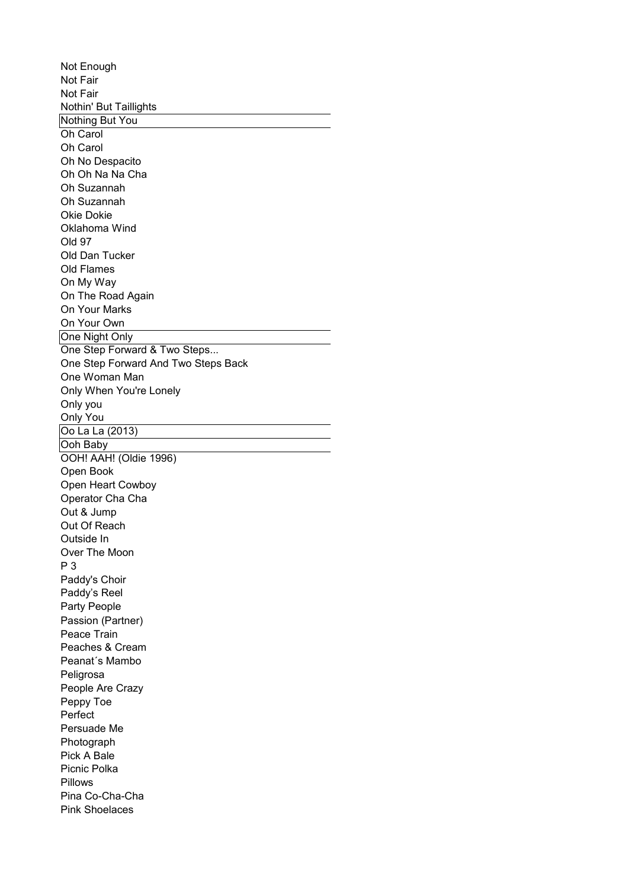Not Enough
Not Fair
Not Fair
Nothin' But Taillights
Nothing But You
Oh Carol
Oh Carol
Oh No Despacito
Oh Oh Na Na Cha
Oh Suzannah
Oh Suzannah
Okie Dokie
Oklahoma Wind
Old 97
Old Dan Tucker
Old Flames
On My Way
On The Road Again
On Your Marks
On Your Own
One Night Only
One Step Forward & Two Steps...
One Step Forward And Two Steps Back
One Woman Man
Only When You're Lonely
Only you
Only You
Oo La La (2013)
Ooh Baby
OOH! AAH! (Oldie 1996)
Open Book
Open Heart Cowboy
Operator Cha Cha
Out & Jump
Out Of Reach
Outside In
Over The Moon
P 3
Paddy's Choir
Paddy’s Reel
Party People
Passion (Partner)
Peace Train
Peaches & Cream
Peanat´s Mambo
Peligrosa
People Are Crazy
Peppy Toe
Perfect
Persuade Me
Photograph
Pick A Bale
Picnic Polka
Pillows
Pina Co-Cha-Cha
Pink Shoelaces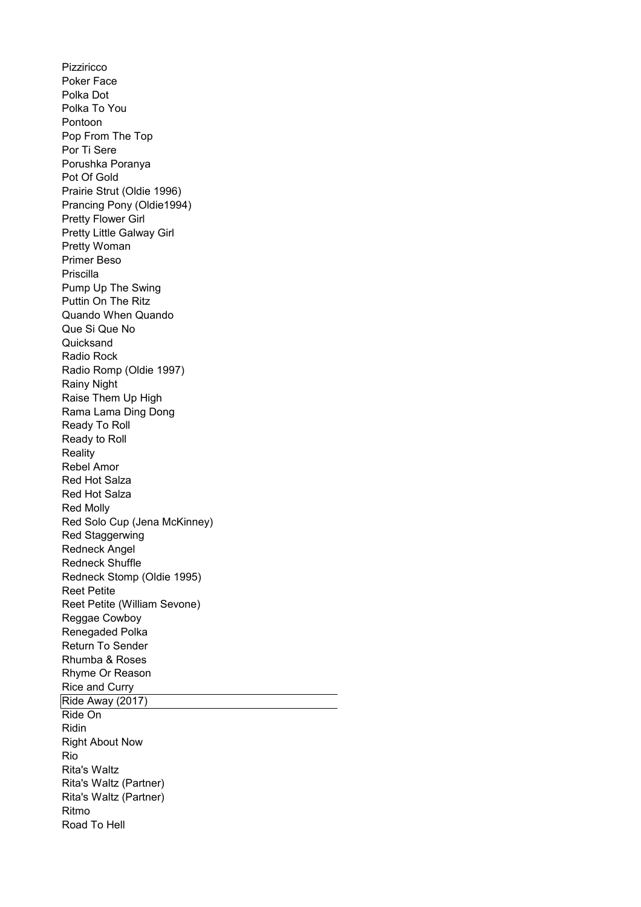Pizziricco
Poker Face
Polka Dot
Polka To You
Pontoon
Pop From The Top
Por Ti Sere
Porushka Poranya
Pot Of Gold
Prairie Strut (Oldie 1996)
Prancing Pony (Oldie1994)
Pretty Flower Girl
Pretty Little Galway Girl
Pretty Woman
Primer Beso
Priscilla
Pump Up The Swing
Puttin On The Ritz
Quando When Quando
Que Si Que No
Quicksand
Radio Rock
Radio Romp (Oldie 1997)
Rainy Night
Raise Them Up High
Rama Lama Ding Dong
Ready To Roll
Ready to Roll
Reality
Rebel Amor
Red Hot Salza
Red Hot Salza
Red Molly
Red Solo Cup (Jena McKinney)
Red Staggerwing
Redneck Angel
Redneck Shuffle
Redneck Stomp (Oldie 1995)
Reet Petite
Reet Petite (William Sevone)
Reggae Cowboy
Renegaded Polka
Return To Sender
Rhumba & Roses
Rhyme Or Reason
Rice and Curry
Ride Away (2017)
Ride On
Ridin
Right About Now
Rio
Rita's Waltz
Rita's Waltz (Partner)
Rita's Waltz (Partner)
Ritmo
Road To Hell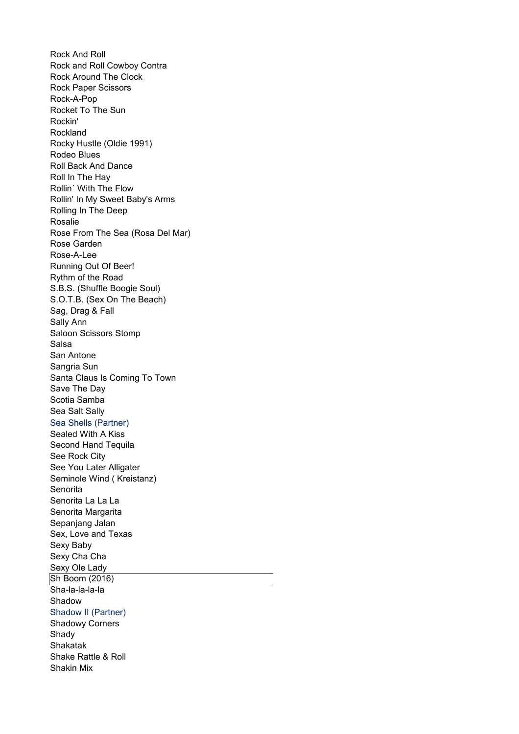Rock And Roll
Rock and Roll Cowboy Contra
Rock Around The Clock
Rock Paper Scissors
Rock-A-Pop
Rocket To The Sun
Rockin'
Rockland
Rocky Hustle (Oldie 1991)
Rodeo Blues
Roll Back And Dance
Roll In The Hay
Rollin´ With The Flow
Rollin' In My Sweet Baby's Arms
Rolling In The Deep
Rosalie
Rose From The Sea (Rosa Del Mar)
Rose Garden
Rose-A-Lee
Running Out Of Beer!
Rythm of the Road
S.B.S. (Shuffle Boogie Soul)
S.O.T.B. (Sex On The Beach)
Sag, Drag & Fall
Sally Ann
Saloon Scissors Stomp
Salsa
San Antone
Sangria Sun
Santa Claus Is Coming To Town
Save The Day
Scotia Samba
Sea Salt Sally
Sea Shells (Partner)
Sealed With A Kiss
Second Hand Tequila
See Rock City
See You Later Alligater
Seminole Wind ( Kreistanz)
Senorita
Senorita La La La
Senorita Margarita
Sepanjang Jalan
Sex, Love and Texas
Sexy Baby
Sexy Cha Cha
Sexy Ole Lady
Sh Boom (2016)
Sha-la-la-la-la
Shadow
Shadow II (Partner)
Shadowy Corners
Shady
Shakatak
Shake Rattle & Roll
Shakin Mix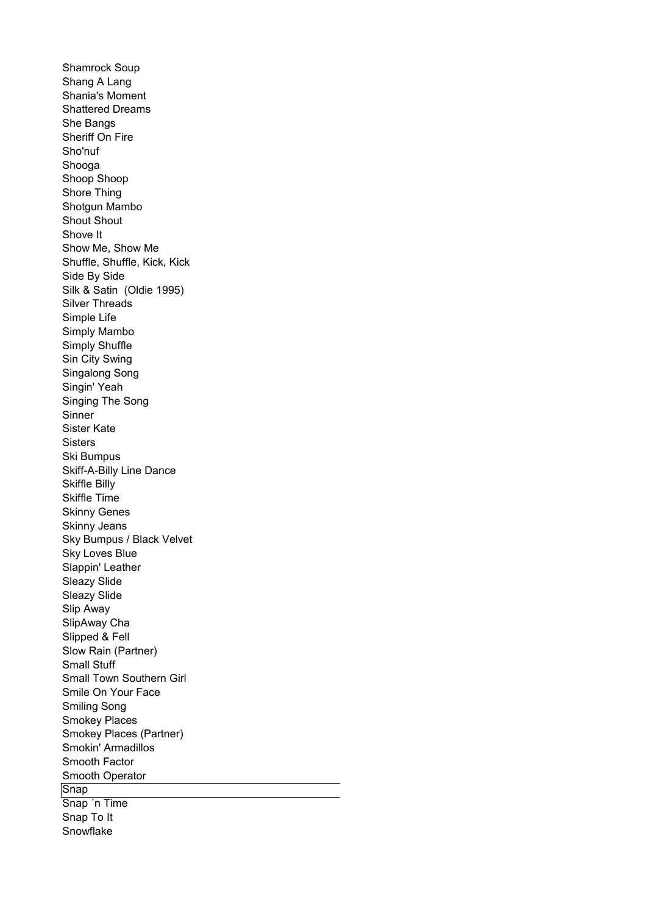Shamrock Soup
Shang A Lang
Shania's Moment
Shattered Dreams
She Bangs
Sheriff On Fire
Sho'nuf
Shooga
Shoop Shoop
Shore Thing
Shotgun Mambo
Shout Shout
Shove It
Show Me, Show Me
Shuffle, Shuffle, Kick, Kick
Side By Side
Silk & Satin  (Oldie 1995)
Silver Threads
Simple Life
Simply Mambo
Simply Shuffle
Sin City Swing
Singalong Song
Singin' Yeah
Singing The Song
Sinner
Sister Kate
Sisters
Ski Bumpus
Skiff-A-Billy Line Dance
Skiffle Billy
Skiffle Time
Skinny Genes
Skinny Jeans
Sky Bumpus / Black Velvet
Sky Loves Blue
Slappin' Leather
Sleazy Slide
Sleazy Slide
Slip Away
SlipAway Cha
Slipped & Fell
Slow Rain (Partner)
Small Stuff
Small Town Southern Girl
Smile On Your Face
Smiling Song
Smokey Places
Smokey Places (Partner)
Smokin' Armadillos
Smooth Factor
Smooth Operator
Snap
Snap ´n Time
Snap To It
Snowflake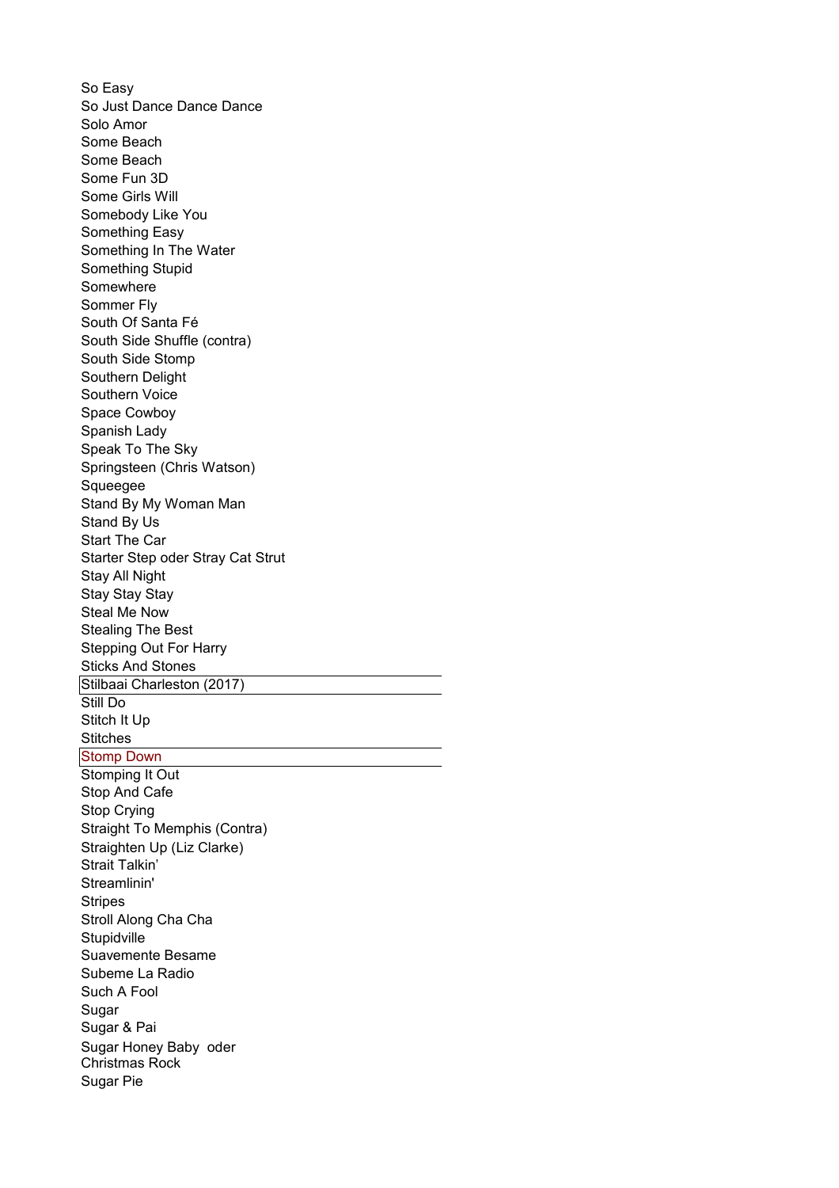So Easy
So Just Dance Dance Dance
Solo Amor
Some Beach
Some Beach
Some Fun 3D
Some Girls Will
Somebody Like You
Something Easy
Something In The Water
Something Stupid
Somewhere
Sommer Fly
South Of Santa Fé
South Side Shuffle (contra)
South Side Stomp
Southern Delight
Southern Voice
Space Cowboy
Spanish Lady
Speak To The Sky
Springsteen (Chris Watson)
Squeegee
Stand By My Woman Man
Stand By Us
Start The Car
Starter Step oder Stray Cat Strut
Stay All Night
Stay Stay Stay
Steal Me Now
Stealing The Best
Stepping Out For Harry
Sticks And Stones
Stilbaai Charleston (2017)
Still Do
Stitch It Up
Stitches
Stomp Down
Stomping It Out
Stop And Cafe
Stop Crying
Straight To Memphis (Contra)
Straighten Up (Liz Clarke)
Strait Talkin’
Streamlinin'
Stripes
Stroll Along Cha Cha
Stupidville
Suavemente Besame
Subeme La Radio
Such A Fool
Sugar
Sugar & Pai
Sugar Honey Baby oder Christmas Rock
Sugar Pie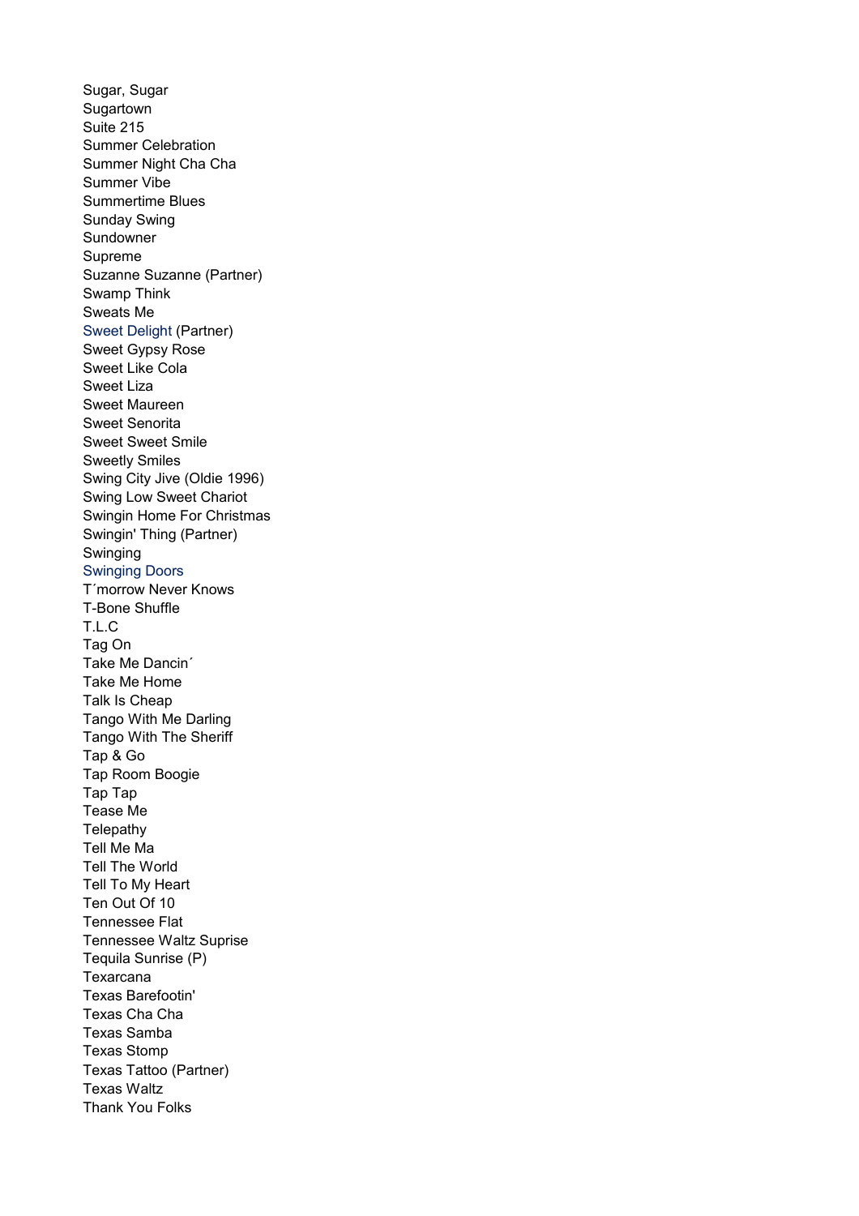Sugar, Sugar
Sugartown
Suite 215
Summer Celebration
Summer Night Cha Cha
Summer Vibe
Summertime Blues
Sunday Swing
Sundowner
Supreme
Suzanne Suzanne (Partner)
Swamp Think
Sweats Me
Sweet Delight (Partner)
Sweet Gypsy Rose
Sweet Like Cola
Sweet Liza
Sweet Maureen
Sweet Senorita
Sweet Sweet Smile
Sweetly Smiles
Swing City Jive (Oldie 1996)
Swing Low Sweet Chariot
Swingin Home For Christmas
Swingin' Thing (Partner)
Swinging
Swinging Doors
T´morrow Never Knows
T-Bone Shuffle
T.L.C
Tag On
Take Me Dancin´
Take Me Home
Talk Is Cheap
Tango With Me Darling
Tango With The Sheriff
Tap & Go
Tap Room Boogie
Tap Tap
Tease Me
Telepathy
Tell Me Ma
Tell The World
Tell To My Heart
Ten Out Of 10
Tennessee Flat
Tennessee Waltz Suprise
Tequila Sunrise (P)
Texarcana
Texas Barefootin'
Texas Cha Cha
Texas Samba
Texas Stomp
Texas Tattoo (Partner)
Texas Waltz
Thank You Folks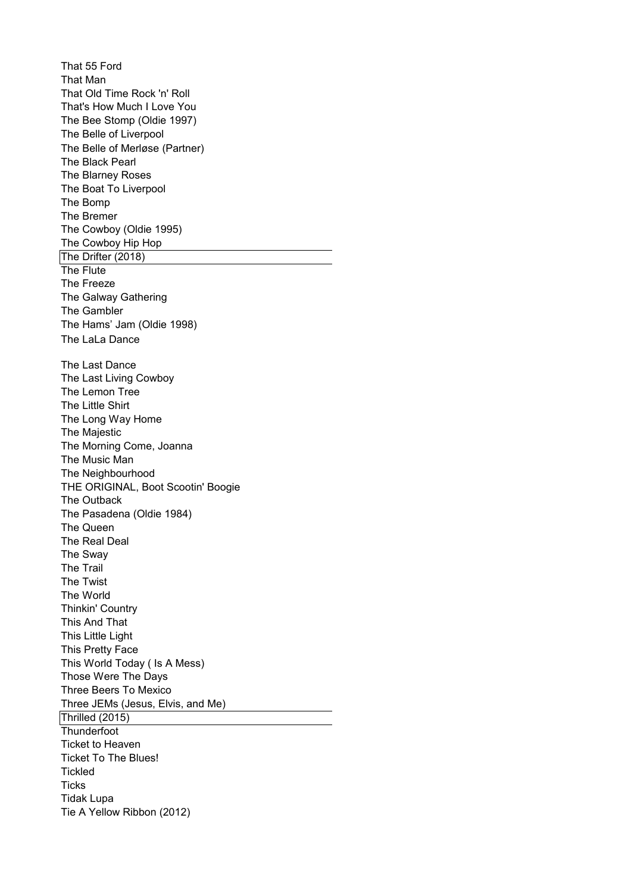That 55 Ford
That Man
That Old Time Rock 'n' Roll
That's How Much I Love You
The Bee Stomp (Oldie 1997)
The Belle of Liverpool
The Belle of Merløse (Partner)
The Black Pearl
The Blarney Roses
The Boat To Liverpool
The Bomp
The Bremer
The Cowboy (Oldie 1995)
The Cowboy Hip Hop
The Drifter (2018)
The Flute
The Freeze
The Galway Gathering
The Gambler
The Hams' Jam (Oldie 1998)
The LaLa Dance

The Last Dance
The Last Living Cowboy
The Lemon Tree
The Little Shirt
The Long Way Home
The Majestic
The Morning Come, Joanna
The Music Man
The Neighbourhood
THE ORIGINAL, Boot Scootin' Boogie
The Outback
The Pasadena (Oldie 1984)
The Queen
The Real Deal
The Sway
The Trail
The Twist
The World
Thinkin' Country
This And That
This Little Light
This Pretty Face
This World Today ( Is A Mess)
Those Were The Days
Three Beers To Mexico
Three JEMs (Jesus, Elvis, and Me)
Thrilled (2015)
Thunderfoot
Ticket to Heaven
Ticket To The Blues!
Tickled
Ticks
Tidak Lupa
Tie A Yellow Ribbon (2012)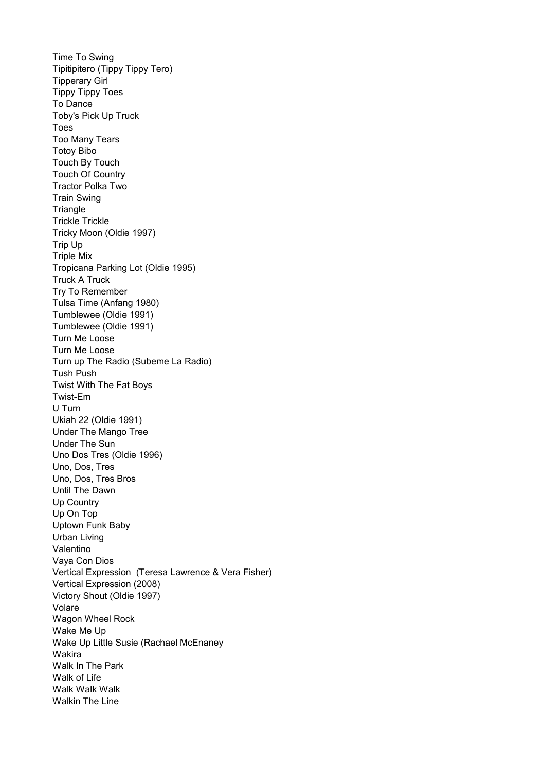Time To Swing
Tipitipitero (Tippy Tippy Tero)
Tipperary Girl
Tippy Tippy Toes
To Dance
Toby's Pick Up Truck
Toes
Too Many Tears
Totoy Bibo
Touch By Touch
Touch Of Country
Tractor Polka Two
Train Swing
Triangle
Trickle Trickle
Tricky Moon (Oldie 1997)
Trip Up
Triple Mix
Tropicana Parking Lot (Oldie 1995)
Truck A Truck
Try To Remember
Tulsa Time (Anfang 1980)
Tumblewee (Oldie 1991)
Tumblewee (Oldie 1991)
Turn Me Loose
Turn Me Loose
Turn up The Radio (Subeme La Radio)
Tush Push
Twist With The Fat Boys
Twist-Em
U Turn
Ukiah 22 (Oldie 1991)
Under The Mango Tree
Under The Sun
Uno Dos Tres (Oldie 1996)
Uno, Dos, Tres
Uno, Dos, Tres Bros
Until The Dawn
Up Country
Up On Top
Uptown Funk Baby
Urban Living
Valentino
Vaya Con Dios
Vertical Expression  (Teresa Lawrence & Vera Fisher)
Vertical Expression (2008)
Victory Shout (Oldie 1997)
Volare
Wagon Wheel Rock
Wake Me Up
Wake Up Little Susie (Rachael McEnaney
Wakira
Walk In The Park
Walk of Life
Walk Walk Walk
Walkin The Line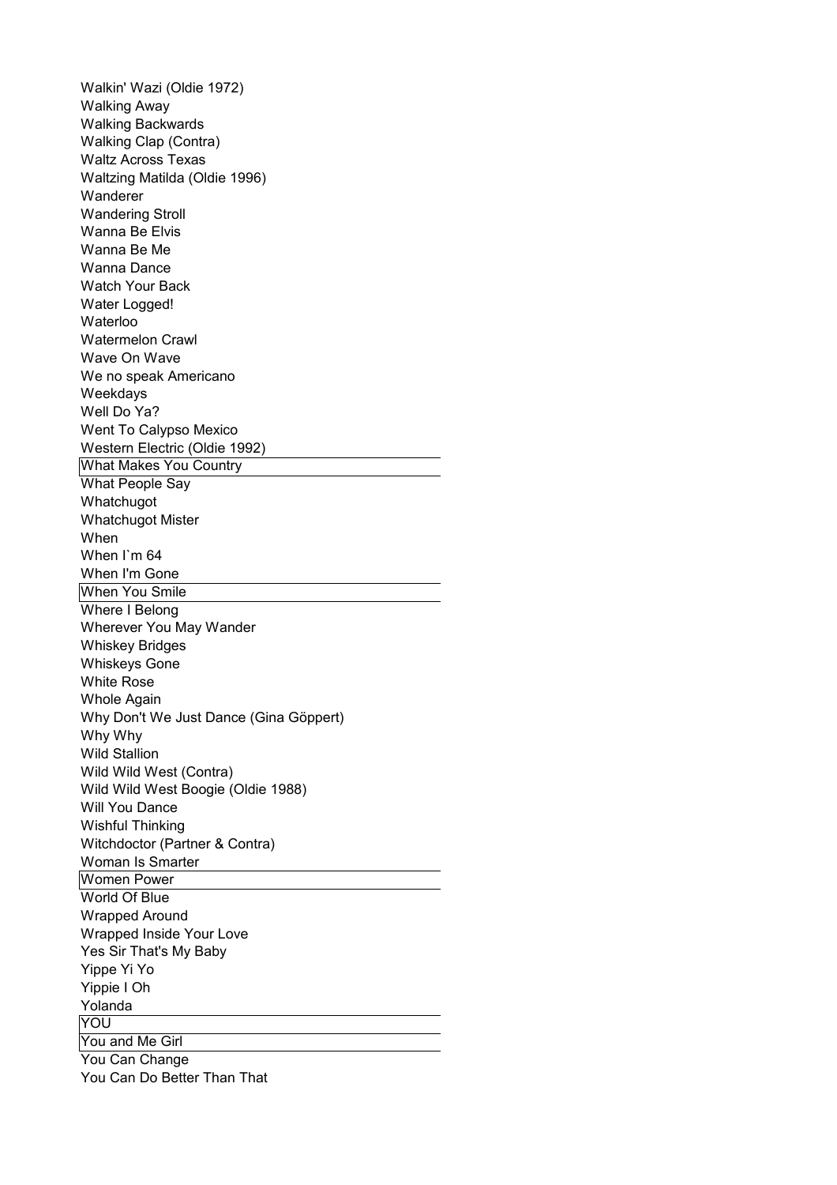Walkin' Wazi (Oldie 1972)
Walking Away
Walking Backwards
Walking Clap (Contra)
Waltz Across Texas
Waltzing Matilda (Oldie 1996)
Wanderer
Wandering Stroll
Wanna Be Elvis
Wanna Be Me
Wanna Dance
Watch Your Back
Water Logged!
Waterloo
Watermelon Crawl
Wave On Wave
We no speak Americano
Weekdays
Well Do Ya?
Went To Calypso Mexico
Western Electric (Oldie 1992)
What Makes You Country
What People Say
Whatchugot
Whatchugot Mister
When
When I`m 64
When I'm Gone
When You Smile
Where I Belong
Wherever You May Wander
Whiskey Bridges
Whiskeys Gone
White Rose
Whole Again
Why Don't We Just Dance (Gina Göppert)
Why Why
Wild Stallion
Wild Wild West (Contra)
Wild Wild West Boogie (Oldie 1988)
Will You Dance
Wishful Thinking
Witchdoctor (Partner & Contra)
Woman Is Smarter
Women Power
World Of Blue
Wrapped Around
Wrapped Inside Your Love
Yes Sir That's My Baby
Yippe Yi Yo
Yippie I Oh
Yolanda
YOU
You and Me Girl
You Can Change
You Can Do Better Than That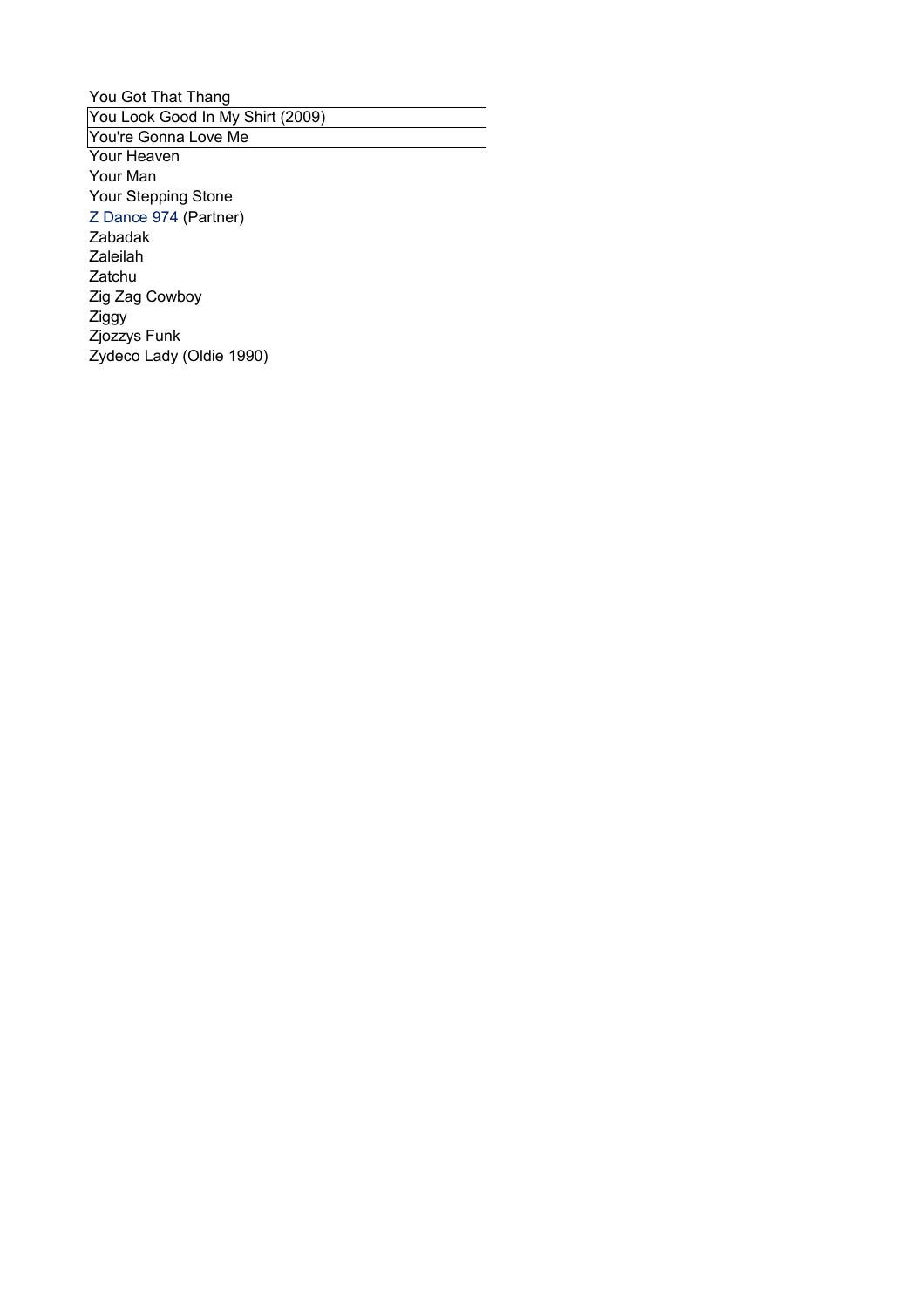You Got That Thang
You Look Good In My Shirt (2009)
You're Gonna Love Me
Your Heaven
Your Man
Your Stepping Stone
Z Dance 974 (Partner)
Zabadak
Zaleilah
Zatchu
Zig Zag Cowboy
Ziggy
Zjozzys Funk
Zydeco Lady (Oldie 1990)